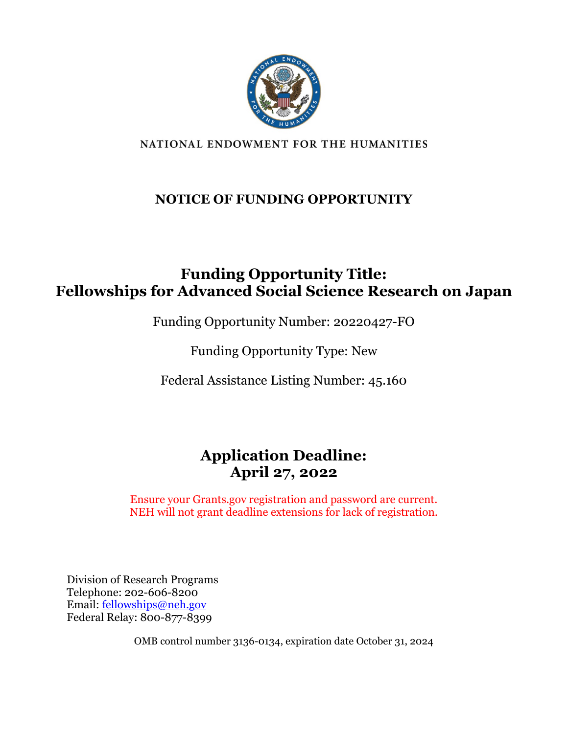NATIONAL ENDOWMENT FOR THE HUMANITIES

# NOTICE OF FUNDING OPPORTUNITY

## Funding Opportunity Title:
## Fellowships for Advanced Social Science Research on Japan

Funding Opportunity Number: 20220427-FO

Funding Opportunity Type: New

Federal Assistance Listing Number: 45.160

## Application Deadline:
## April 27, 2022

Ensure your Grants.gov registration and password are current.
NEH will not grant deadline extensions for lack of registration.

Division of Research Programs
Telephone: 202-606-8200
Email: fellowships@neh.gov
Federal Relay: 800-877-8399

OMB control number 3136-0134, expiration date October 31, 2024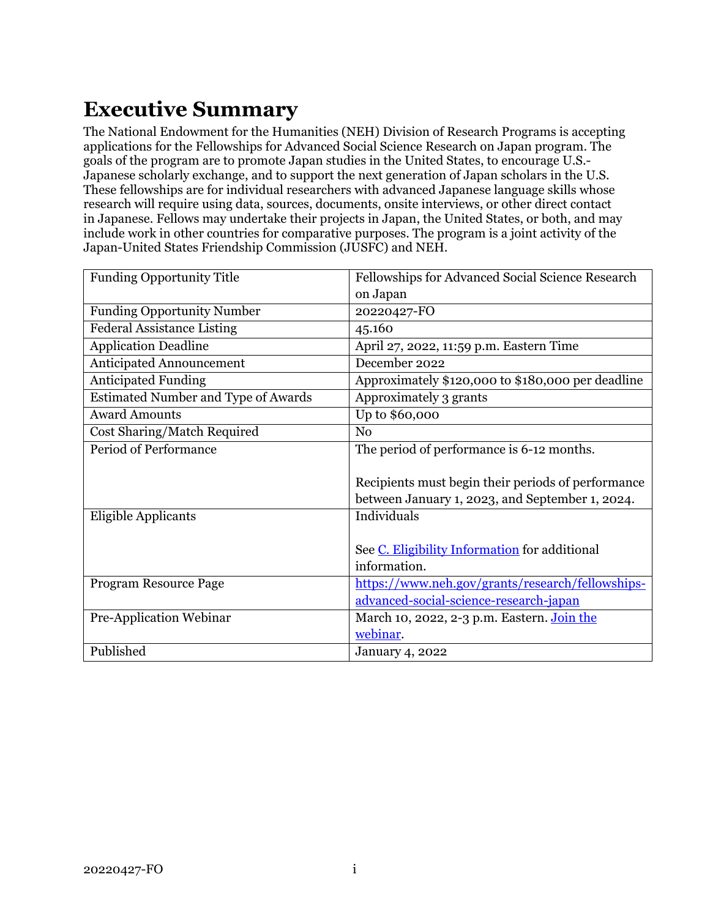# Executive Summary

The National Endowment for the Humanities (NEH) Division of Research Programs is accepting applications for the Fellowships for Advanced Social Science Research on Japan program. The goals of the program are to promote Japan studies in the United States, to encourage U.S.-Japanese scholarly exchange, and to support the next generation of Japan scholars in the U.S. These fellowships are for individual researchers with advanced Japanese language skills whose research will require using data, sources, documents, onsite interviews, or other direct contact in Japanese. Fellows may undertake their projects in Japan, the United States, or both, and may include work in other countries for comparative purposes. The program is a joint activity of the Japan-United States Friendship Commission (JUSFC) and NEH.

| | |
|---|---|
| Funding Opportunity Title | Fellowships for Advanced Social Science Research on Japan |
| Funding Opportunity Number | 20220427-FO |
| Federal Assistance Listing | 45.160 |
| Application Deadline | April 27, 2022, 11:59 p.m. Eastern Time |
| Anticipated Announcement | December 2022 |
| Anticipated Funding | Approximately $120,000 to $180,000 per deadline |
| Estimated Number and Type of Awards | Approximately 3 grants |
| Award Amounts | Up to $60,000 |
| Cost Sharing/Match Required | No |
| Period of Performance | The period of performance is 6-12 months.<br><br>Recipients must begin their periods of performance between January 1, 2023, and September 1, 2024. |
| Eligible Applicants | Individuals<br><br>See C. Eligibility Information for additional information. |
| Program Resource Page | https://www.neh.gov/grants/research/fellowships-advanced-social-science-research-japan |
| Pre-Application Webinar | March 10, 2022, 2-3 p.m. Eastern. Join the webinar. |
| Published | January 4, 2022 |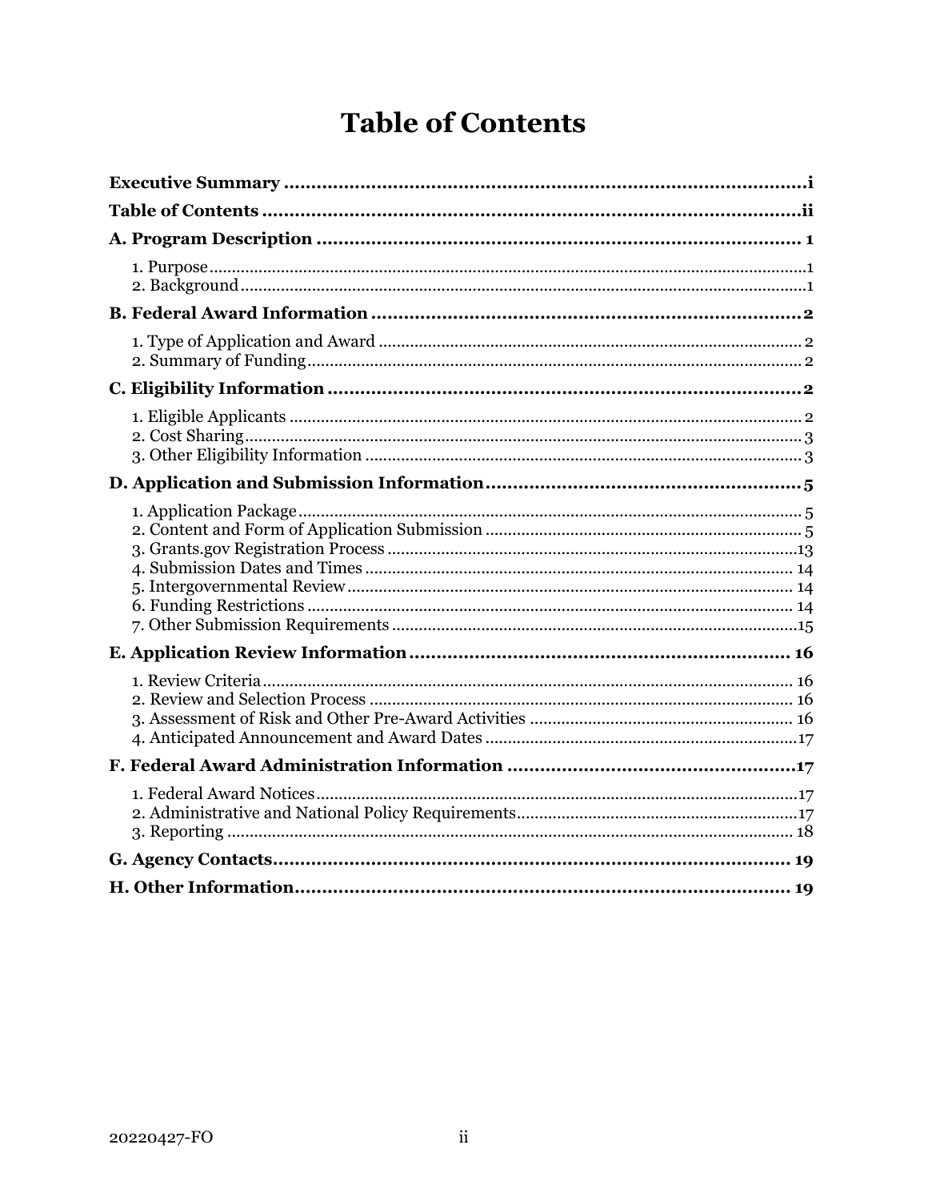# Table of Contents

**Executive Summary** ....................................................................................... i

**Table of Contents** ....................................................................................... ii

**A. Program Description** ....................................................................................... 1

1. Purpose ....................................................................................... 1
2. Background ....................................................................................... 1

**B. Federal Award Information** ....................................................................................... 2

1. Type of Application and Award ....................................................................................... 2
2. Summary of Funding ....................................................................................... 2

**C. Eligibility Information** ....................................................................................... 2

1. Eligible Applicants ....................................................................................... 2
2. Cost Sharing ....................................................................................... 3
3. Other Eligibility Information ....................................................................................... 3

**D. Application and Submission Information** ....................................................................................... 5

1. Application Package ....................................................................................... 5
2. Content and Form of Application Submission ....................................................................................... 5
3. Grants.gov Registration Process ....................................................................................... 13
4. Submission Dates and Times ....................................................................................... 14
5. Intergovernmental Review ....................................................................................... 14
6. Funding Restrictions ....................................................................................... 14
7. Other Submission Requirements ....................................................................................... 15

**E. Application Review Information** ....................................................................................... 16

1. Review Criteria ....................................................................................... 16
2. Review and Selection Process ....................................................................................... 16
3. Assessment of Risk and Other Pre-Award Activities ....................................................................................... 16
4. Anticipated Announcement and Award Dates ....................................................................................... 17

**F. Federal Award Administration Information** ....................................................................................... 17

1. Federal Award Notices ....................................................................................... 17
2. Administrative and National Policy Requirements ....................................................................................... 17
3. Reporting ....................................................................................... 18

**G. Agency Contacts** ....................................................................................... 19

**H. Other Information** ....................................................................................... 19

20220427-FO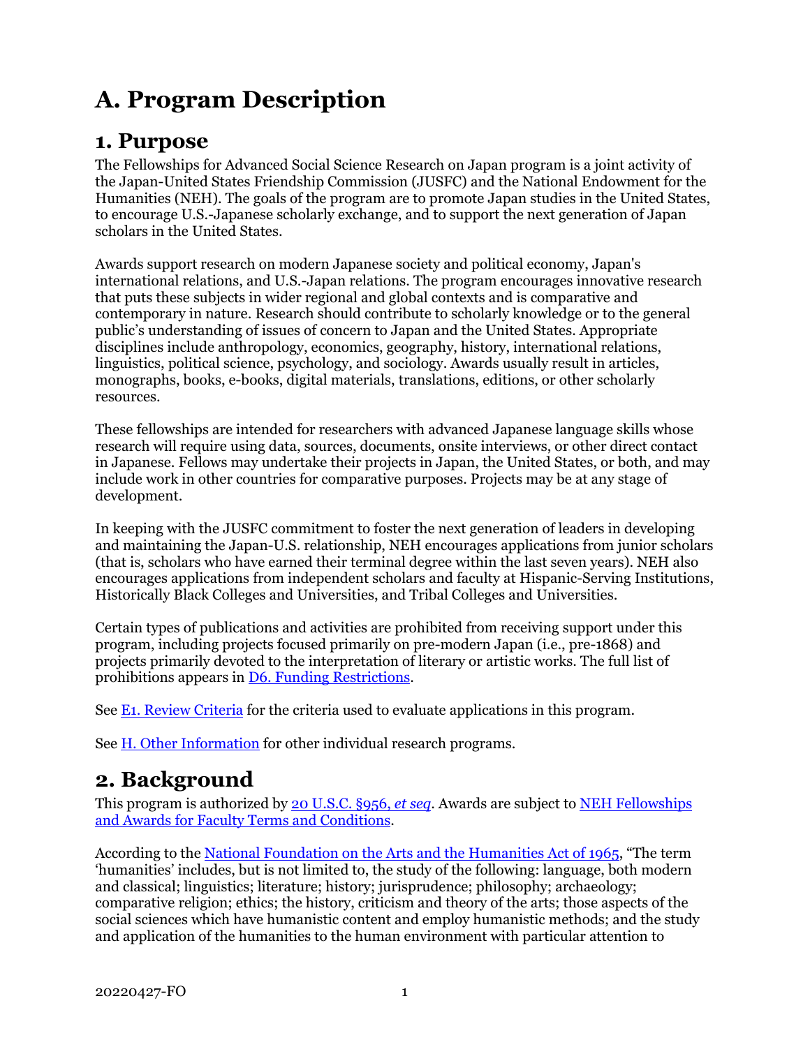# A. Program Description

## 1. Purpose

The Fellowships for Advanced Social Science Research on Japan program is a joint activity of the Japan-United States Friendship Commission (JUSFC) and the National Endowment for the Humanities (NEH). The goals of the program are to promote Japan studies in the United States, to encourage U.S.-Japanese scholarly exchange, and to support the next generation of Japan scholars in the United States.

Awards support research on modern Japanese society and political economy, Japan's international relations, and U.S.-Japan relations. The program encourages innovative research that puts these subjects in wider regional and global contexts and is comparative and contemporary in nature. Research should contribute to scholarly knowledge or to the general public's understanding of issues of concern to Japan and the United States. Appropriate disciplines include anthropology, economics, geography, history, international relations, linguistics, political science, psychology, and sociology. Awards usually result in articles, monographs, books, e-books, digital materials, translations, editions, or other scholarly resources.

These fellowships are intended for researchers with advanced Japanese language skills whose research will require using data, sources, documents, onsite interviews, or other direct contact in Japanese. Fellows may undertake their projects in Japan, the United States, or both, and may include work in other countries for comparative purposes. Projects may be at any stage of development.

In keeping with the JUSFC commitment to foster the next generation of leaders in developing and maintaining the Japan-U.S. relationship, NEH encourages applications from junior scholars (that is, scholars who have earned their terminal degree within the last seven years). NEH also encourages applications from independent scholars and faculty at Hispanic-Serving Institutions, Historically Black Colleges and Universities, and Tribal Colleges and Universities.

Certain types of publications and activities are prohibited from receiving support under this program, including projects focused primarily on pre-modern Japan (i.e., pre-1868) and projects primarily devoted to the interpretation of literary or artistic works. The full list of prohibitions appears in [D6. Funding Restrictions](#).

See [E1. Review Criteria](#) for the criteria used to evaluate applications in this program.

See [H. Other Information](#) for other individual research programs.

## 2. Background

This program is authorized by [20 U.S.C. §956, *et seq*](#). Awards are subject to [NEH Fellowships and Awards for Faculty Terms and Conditions](#).

According to the [National Foundation on the Arts and the Humanities Act of 1965](#), "The term 'humanities' includes, but is not limited to, the study of the following: language, both modern and classical; linguistics; literature; history; jurisprudence; philosophy; archaeology; comparative religion; ethics; the history, criticism and theory of the arts; those aspects of the social sciences which have humanistic content and employ humanistic methods; and the study and application of the humanities to the human environment with particular attention to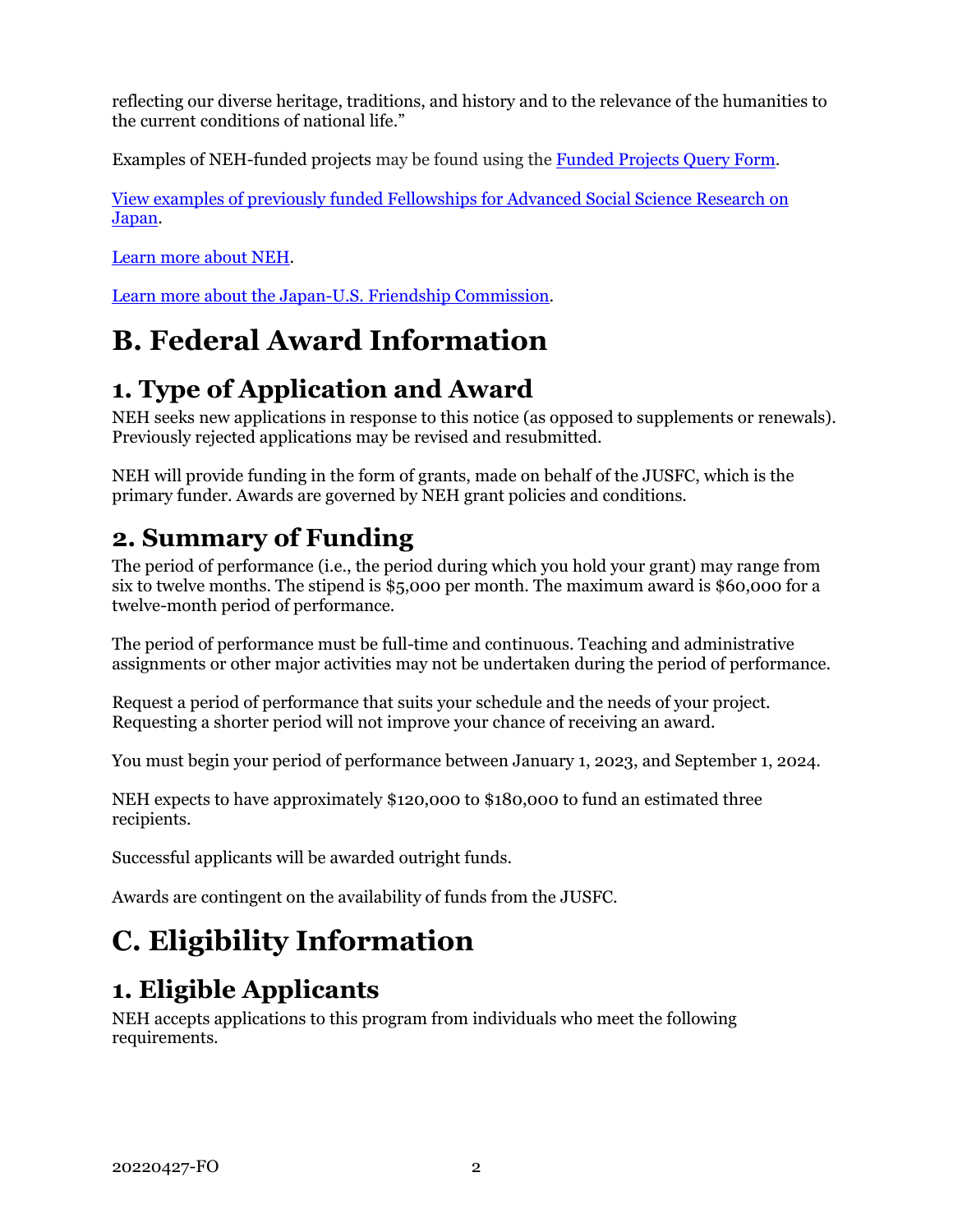reflecting our diverse heritage, traditions, and history and to the relevance of the humanities to the current conditions of national life."

Examples of NEH-funded projects may be found using the [Funded Projects Query Form](#).

[View examples of previously funded Fellowships for Advanced Social Science Research on Japan](#).

[Learn more about NEH](#).

[Learn more about the Japan-U.S. Friendship Commission](#).

# B. Federal Award Information

## 1. Type of Application and Award

NEH seeks new applications in response to this notice (as opposed to supplements or renewals). Previously rejected applications may be revised and resubmitted.

NEH will provide funding in the form of grants, made on behalf of the JUSFC, which is the primary funder. Awards are governed by NEH grant policies and conditions.

## 2. Summary of Funding

The period of performance (i.e., the period during which you hold your grant) may range from six to twelve months. The stipend is $5,000 per month. The maximum award is $60,000 for a twelve-month period of performance.

The period of performance must be full-time and continuous. Teaching and administrative assignments or other major activities may not be undertaken during the period of performance.

Request a period of performance that suits your schedule and the needs of your project. Requesting a shorter period will not improve your chance of receiving an award.

You must begin your period of performance between January 1, 2023, and September 1, 2024.

NEH expects to have approximately $120,000 to $180,000 to fund an estimated three recipients.

Successful applicants will be awarded outright funds.

Awards are contingent on the availability of funds from the JUSFC.

# C. Eligibility Information

## 1. Eligible Applicants

NEH accepts applications to this program from individuals who meet the following requirements.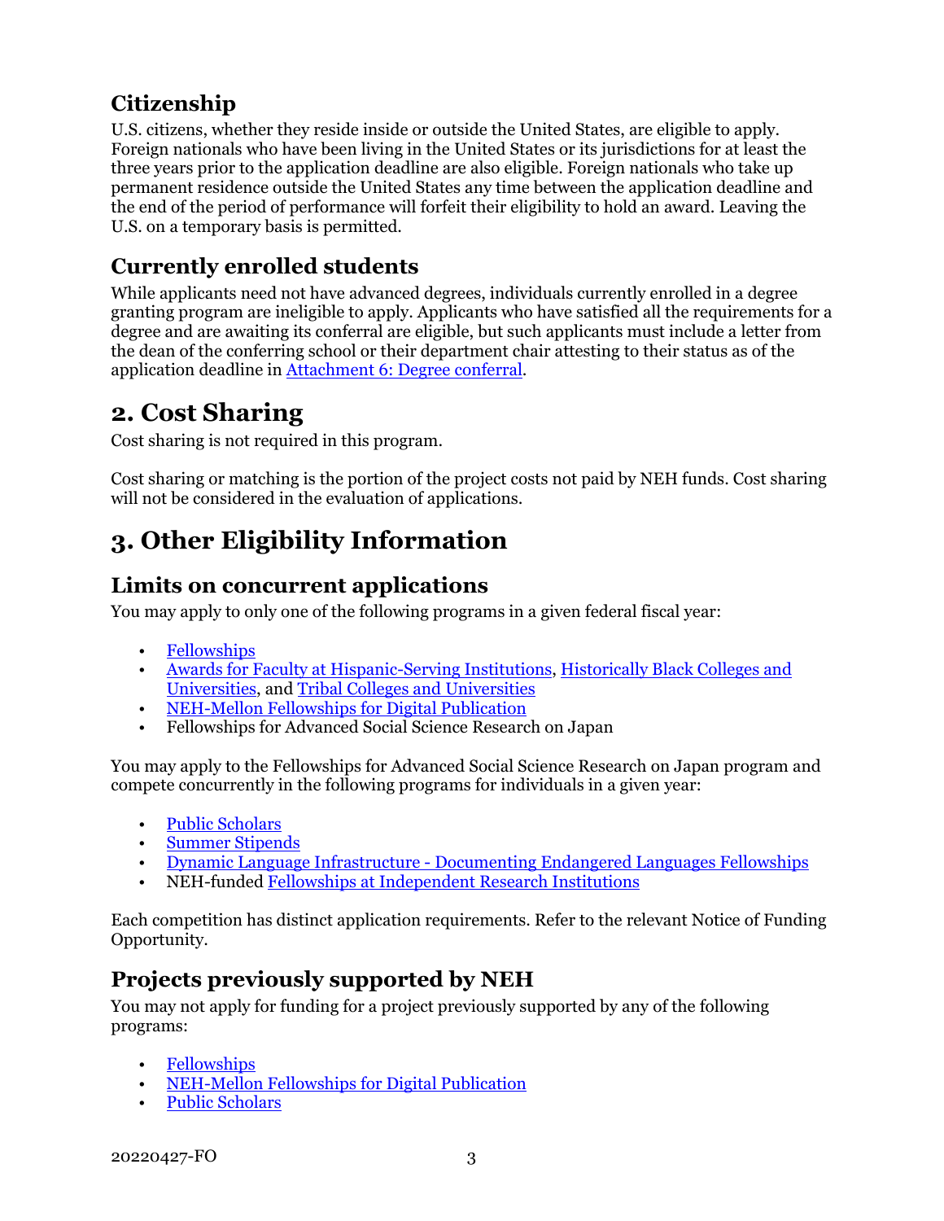### Citizenship

U.S. citizens, whether they reside inside or outside the United States, are eligible to apply. Foreign nationals who have been living in the United States or its jurisdictions for at least the three years prior to the application deadline are also eligible. Foreign nationals who take up permanent residence outside the United States any time between the application deadline and the end of the period of performance will forfeit their eligibility to hold an award. Leaving the U.S. on a temporary basis is permitted.

### Currently enrolled students

While applicants need not have advanced degrees, individuals currently enrolled in a degree granting program are ineligible to apply. Applicants who have satisfied all the requirements for a degree and are awaiting its conferral are eligible, but such applicants must include a letter from the dean of the conferring school or their department chair attesting to their status as of the application deadline in Attachment 6: Degree conferral.

## 2. Cost Sharing

Cost sharing is not required in this program.

Cost sharing or matching is the portion of the project costs not paid by NEH funds. Cost sharing will not be considered in the evaluation of applications.

## 3. Other Eligibility Information

### Limits on concurrent applications

You may apply to only one of the following programs in a given federal fiscal year:

- Fellowships
- Awards for Faculty at Hispanic-Serving Institutions, Historically Black Colleges and Universities, and Tribal Colleges and Universities
- NEH-Mellon Fellowships for Digital Publication
- Fellowships for Advanced Social Science Research on Japan

You may apply to the Fellowships for Advanced Social Science Research on Japan program and compete concurrently in the following programs for individuals in a given year:

- Public Scholars
- Summer Stipends
- Dynamic Language Infrastructure - Documenting Endangered Languages Fellowships
- NEH-funded Fellowships at Independent Research Institutions

Each competition has distinct application requirements. Refer to the relevant Notice of Funding Opportunity.

### Projects previously supported by NEH

You may not apply for funding for a project previously supported by any of the following programs:

- Fellowships
- NEH-Mellon Fellowships for Digital Publication
- Public Scholars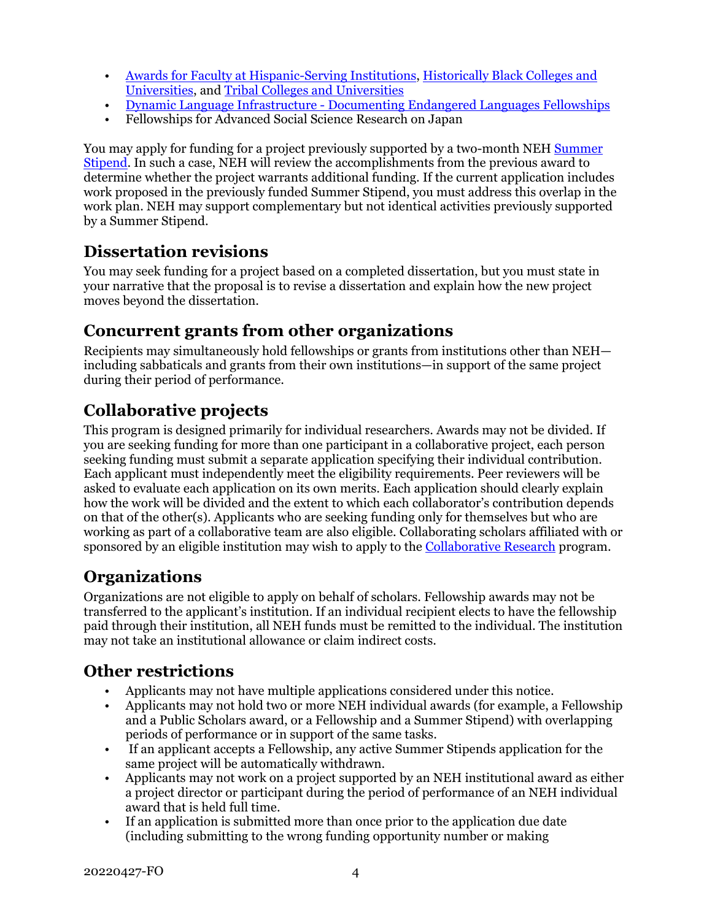- Awards for Faculty at Hispanic-Serving Institutions, Historically Black Colleges and Universities, and Tribal Colleges and Universities
- Dynamic Language Infrastructure - Documenting Endangered Languages Fellowships
- Fellowships for Advanced Social Science Research on Japan

You may apply for funding for a project previously supported by a two-month NEH Summer Stipend. In such a case, NEH will review the accomplishments from the previous award to determine whether the project warrants additional funding. If the current application includes work proposed in the previously funded Summer Stipend, you must address this overlap in the work plan. NEH may support complementary but not identical activities previously supported by a Summer Stipend.

## Dissertation revisions

You may seek funding for a project based on a completed dissertation, but you must state in your narrative that the proposal is to revise a dissertation and explain how the new project moves beyond the dissertation.

## Concurrent grants from other organizations

Recipients may simultaneously hold fellowships or grants from institutions other than NEH—including sabbaticals and grants from their own institutions—in support of the same project during their period of performance.

## Collaborative projects

This program is designed primarily for individual researchers. Awards may not be divided. If you are seeking funding for more than one participant in a collaborative project, each person seeking funding must submit a separate application specifying their individual contribution. Each applicant must independently meet the eligibility requirements. Peer reviewers will be asked to evaluate each application on its own merits. Each application should clearly explain how the work will be divided and the extent to which each collaborator's contribution depends on that of the other(s). Applicants who are seeking funding only for themselves but who are working as part of a collaborative team are also eligible. Collaborating scholars affiliated with or sponsored by an eligible institution may wish to apply to the Collaborative Research program.

## Organizations

Organizations are not eligible to apply on behalf of scholars. Fellowship awards may not be transferred to the applicant's institution. If an individual recipient elects to have the fellowship paid through their institution, all NEH funds must be remitted to the individual. The institution may not take an institutional allowance or claim indirect costs.

## Other restrictions

- Applicants may not have multiple applications considered under this notice.
- Applicants may not hold two or more NEH individual awards (for example, a Fellowship and a Public Scholars award, or a Fellowship and a Summer Stipend) with overlapping periods of performance or in support of the same tasks.
- If an applicant accepts a Fellowship, any active Summer Stipends application for the same project will be automatically withdrawn.
- Applicants may not work on a project supported by an NEH institutional award as either a project director or participant during the period of performance of an NEH individual award that is held full time.
- If an application is submitted more than once prior to the application due date (including submitting to the wrong funding opportunity number or making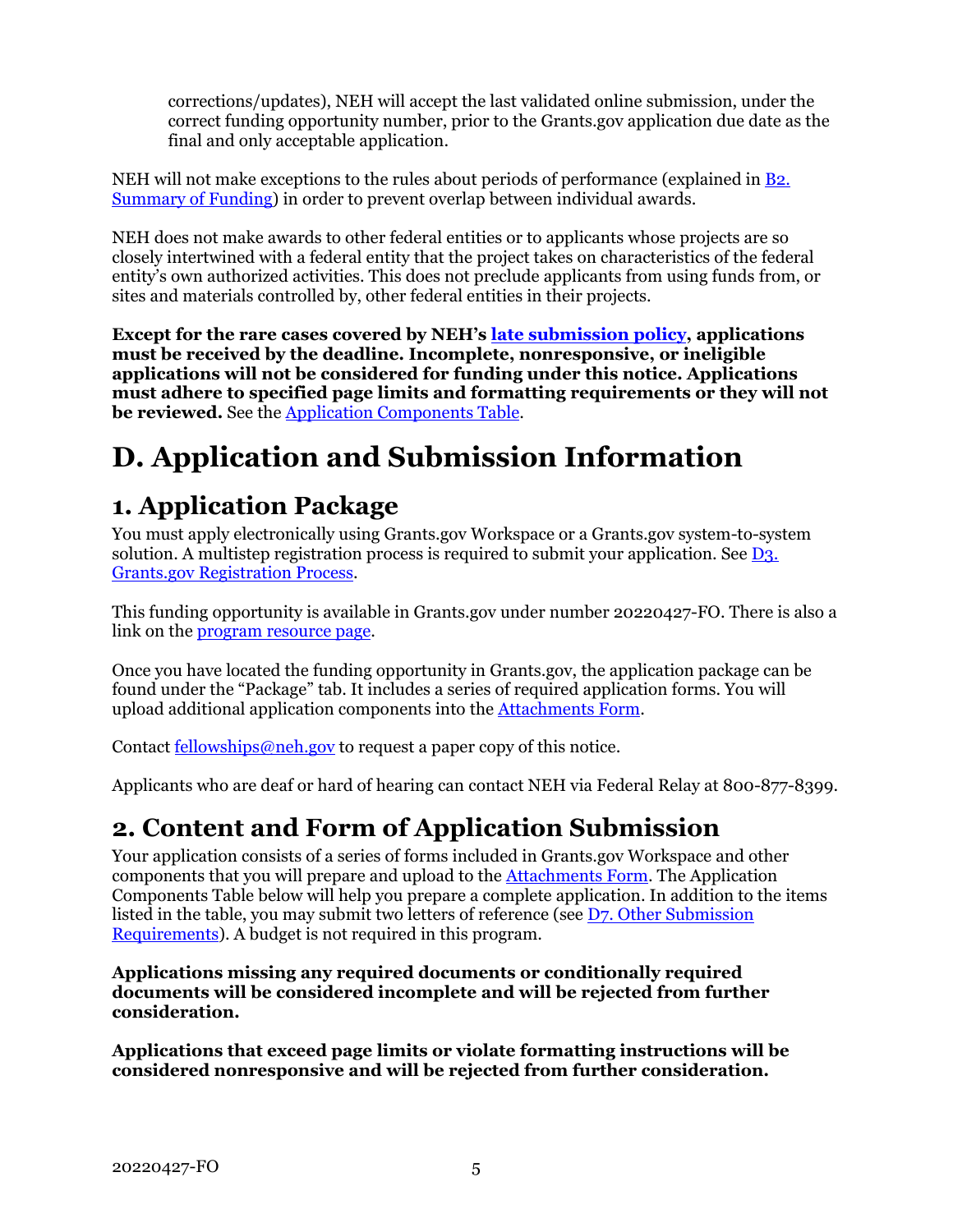corrections/updates), NEH will accept the last validated online submission, under the correct funding opportunity number, prior to the Grants.gov application due date as the final and only acceptable application.

NEH will not make exceptions to the rules about periods of performance (explained in B2. Summary of Funding) in order to prevent overlap between individual awards.

NEH does not make awards to other federal entities or to applicants whose projects are so closely intertwined with a federal entity that the project takes on characteristics of the federal entity's own authorized activities. This does not preclude applicants from using funds from, or sites and materials controlled by, other federal entities in their projects.

**Except for the rare cases covered by NEH's late submission policy, applications must be received by the deadline. Incomplete, nonresponsive, or ineligible applications will not be considered for funding under this notice. Applications must adhere to specified page limits and formatting requirements or they will not be reviewed.** See the Application Components Table.

# D. Application and Submission Information

## 1. Application Package

You must apply electronically using Grants.gov Workspace or a Grants.gov system-to-system solution. A multistep registration process is required to submit your application. See D3. Grants.gov Registration Process.

This funding opportunity is available in Grants.gov under number 20220427-FO. There is also a link on the program resource page.

Once you have located the funding opportunity in Grants.gov, the application package can be found under the "Package" tab. It includes a series of required application forms. You will upload additional application components into the Attachments Form.

Contact fellowships@neh.gov to request a paper copy of this notice.

Applicants who are deaf or hard of hearing can contact NEH via Federal Relay at 800-877-8399.

## 2. Content and Form of Application Submission

Your application consists of a series of forms included in Grants.gov Workspace and other components that you will prepare and upload to the Attachments Form. The Application Components Table below will help you prepare a complete application. In addition to the items listed in the table, you may submit two letters of reference (see D7. Other Submission Requirements). A budget is not required in this program.

**Applications missing any required documents or conditionally required documents will be considered incomplete and will be rejected from further consideration.**

**Applications that exceed page limits or violate formatting instructions will be considered nonresponsive and will be rejected from further consideration.**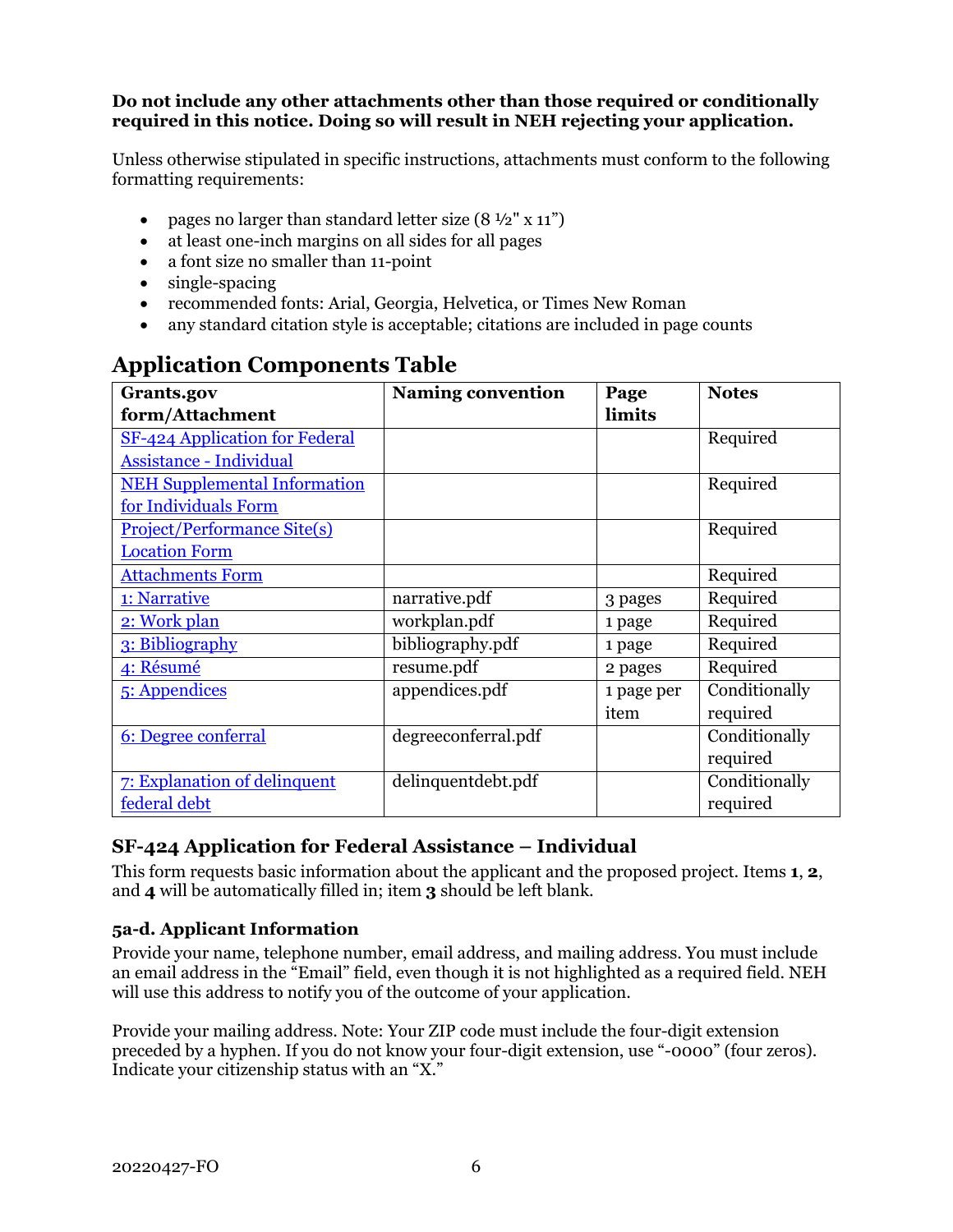**Do not include any other attachments other than those required or conditionally required in this notice. Doing so will result in NEH rejecting your application.**

Unless otherwise stipulated in specific instructions, attachments must conform to the following formatting requirements:

- pages no larger than standard letter size (8 ½" x 11")
- at least one-inch margins on all sides for all pages
- a font size no smaller than 11-point
- single-spacing
- recommended fonts: Arial, Georgia, Helvetica, or Times New Roman
- any standard citation style is acceptable; citations are included in page counts

## Application Components Table

| Grants.gov form/Attachment | Naming convention | Page limits | Notes |
|---|---|---|---|
| SF-424 Application for Federal Assistance - Individual | | | Required |
| NEH Supplemental Information for Individuals Form | | | Required |
| Project/Performance Site(s) Location Form | | | Required |
| Attachments Form | | | Required |
| 1: Narrative | narrative.pdf | 3 pages | Required |
| 2: Work plan | workplan.pdf | 1 page | Required |
| 3: Bibliography | bibliography.pdf | 1 page | Required |
| 4: Résumé | resume.pdf | 2 pages | Required |
| 5: Appendices | appendices.pdf | 1 page per item | Conditionally required |
| 6: Degree conferral | degreeconferral.pdf | | Conditionally required |
| 7: Explanation of delinquent federal debt | delinquentdebt.pdf | | Conditionally required |

### SF-424 Application for Federal Assistance – Individual

This form requests basic information about the applicant and the proposed project. Items **1**, **2**, and **4** will be automatically filled in; item **3** should be left blank.

#### 5a-d. Applicant Information

Provide your name, telephone number, email address, and mailing address. You must include an email address in the "Email" field, even though it is not highlighted as a required field. NEH will use this address to notify you of the outcome of your application.

Provide your mailing address. Note: Your ZIP code must include the four-digit extension preceded by a hyphen. If you do not know your four-digit extension, use "-0000" (four zeros). Indicate your citizenship status with an "X."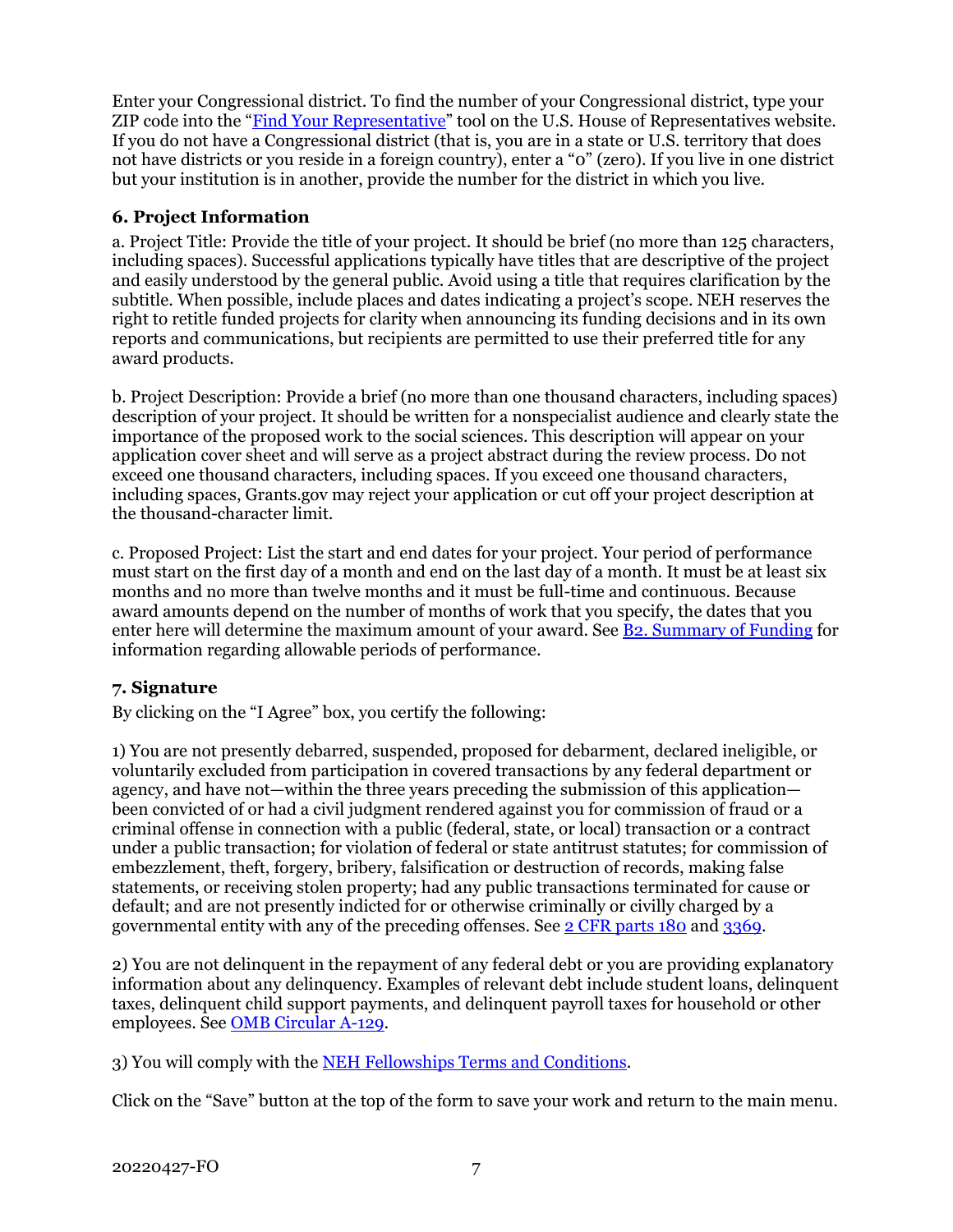Enter your Congressional district. To find the number of your Congressional district, type your ZIP code into the "[Find Your Representative](#)" tool on the U.S. House of Representatives website. If you do not have a Congressional district (that is, you are in a state or U.S. territory that does not have districts or you reside in a foreign country), enter a "0" (zero). If you live in one district but your institution is in another, provide the number for the district in which you live.

### 6. Project Information

a. Project Title: Provide the title of your project. It should be brief (no more than 125 characters, including spaces). Successful applications typically have titles that are descriptive of the project and easily understood by the general public. Avoid using a title that requires clarification by the subtitle. When possible, include places and dates indicating a project's scope. NEH reserves the right to retitle funded projects for clarity when announcing its funding decisions and in its own reports and communications, but recipients are permitted to use their preferred title for any award products.

b. Project Description: Provide a brief (no more than one thousand characters, including spaces) description of your project. It should be written for a nonspecialist audience and clearly state the importance of the proposed work to the social sciences. This description will appear on your application cover sheet and will serve as a project abstract during the review process. Do not exceed one thousand characters, including spaces. If you exceed one thousand characters, including spaces, Grants.gov may reject your application or cut off your project description at the thousand-character limit.

c. Proposed Project: List the start and end dates for your project. Your period of performance must start on the first day of a month and end on the last day of a month. It must be at least six months and no more than twelve months and it must be full-time and continuous. Because award amounts depend on the number of months of work that you specify, the dates that you enter here will determine the maximum amount of your award. See [B2. Summary of Funding](#) for information regarding allowable periods of performance.

### 7. Signature

By clicking on the "I Agree" box, you certify the following:

1) You are not presently debarred, suspended, proposed for debarment, declared ineligible, or voluntarily excluded from participation in covered transactions by any federal department or agency, and have not—within the three years preceding the submission of this application—been convicted of or had a civil judgment rendered against you for commission of fraud or a criminal offense in connection with a public (federal, state, or local) transaction or a contract under a public transaction; for violation of federal or state antitrust statutes; for commission of embezzlement, theft, forgery, bribery, falsification or destruction of records, making false statements, or receiving stolen property; had any public transactions terminated for cause or default; and are not presently indicted for or otherwise criminally or civilly charged by a governmental entity with any of the preceding offenses. See [2 CFR parts 180](#) and [3369](#).

2) You are not delinquent in the repayment of any federal debt or you are providing explanatory information about any delinquency. Examples of relevant debt include student loans, delinquent taxes, delinquent child support payments, and delinquent payroll taxes for household or other employees. See [OMB Circular A-129](#).

3) You will comply with the [NEH Fellowships Terms and Conditions](#).

Click on the "Save" button at the top of the form to save your work and return to the main menu.

20220427-FO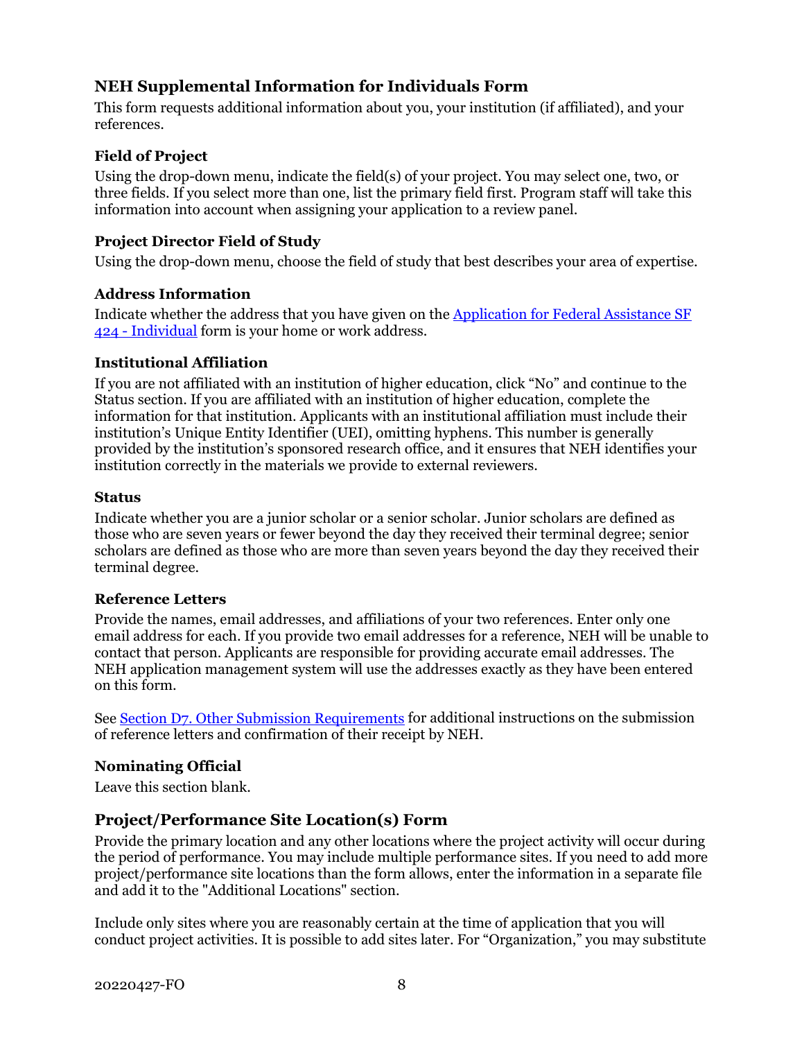## NEH Supplemental Information for Individuals Form

This form requests additional information about you, your institution (if affiliated), and your references.

### Field of Project

Using the drop-down menu, indicate the field(s) of your project. You may select one, two, or three fields. If you select more than one, list the primary field first. Program staff will take this information into account when assigning your application to a review panel.

### Project Director Field of Study

Using the drop-down menu, choose the field of study that best describes your area of expertise.

### Address Information

Indicate whether the address that you have given on the [Application for Federal Assistance SF 424 - Individual](#) form is your home or work address.

### Institutional Affiliation

If you are not affiliated with an institution of higher education, click "No" and continue to the Status section. If you are affiliated with an institution of higher education, complete the information for that institution. Applicants with an institutional affiliation must include their institution's Unique Entity Identifier (UEI), omitting hyphens. This number is generally provided by the institution's sponsored research office, and it ensures that NEH identifies your institution correctly in the materials we provide to external reviewers.

### Status

Indicate whether you are a junior scholar or a senior scholar. Junior scholars are defined as those who are seven years or fewer beyond the day they received their terminal degree; senior scholars are defined as those who are more than seven years beyond the day they received their terminal degree.

### Reference Letters

Provide the names, email addresses, and affiliations of your two references. Enter only one email address for each. If you provide two email addresses for a reference, NEH will be unable to contact that person. Applicants are responsible for providing accurate email addresses. The NEH application management system will use the addresses exactly as they have been entered on this form.

See [Section D7. Other Submission Requirements](#) for additional instructions on the submission of reference letters and confirmation of their receipt by NEH.

### Nominating Official

Leave this section blank.

## Project/Performance Site Location(s) Form

Provide the primary location and any other locations where the project activity will occur during the period of performance. You may include multiple performance sites. If you need to add more project/performance site locations than the form allows, enter the information in a separate file and add it to the "Additional Locations" section.

Include only sites where you are reasonably certain at the time of application that you will conduct project activities. It is possible to add sites later. For "Organization," you may substitute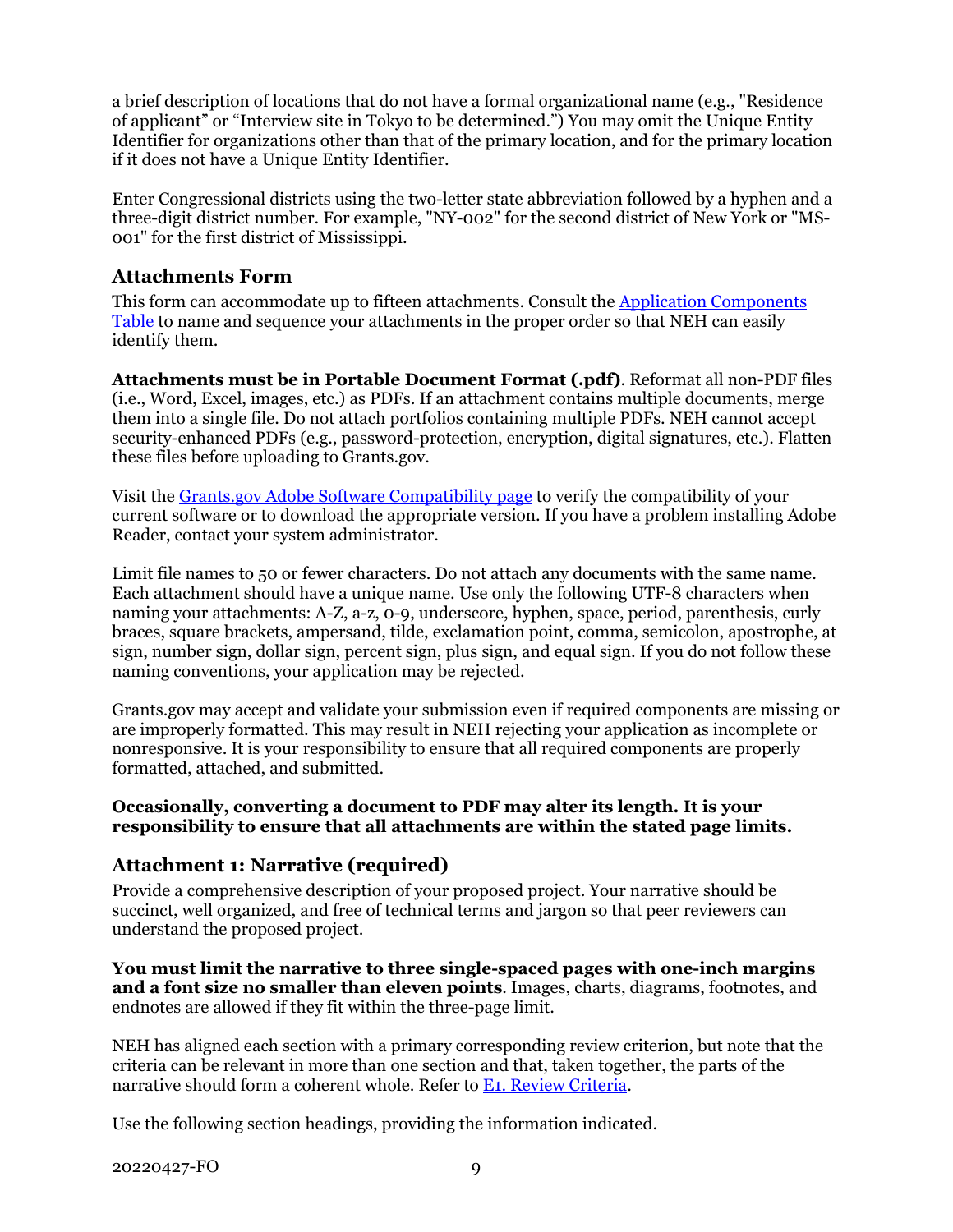a brief description of locations that do not have a formal organizational name (e.g., "Residence of applicant" or "Interview site in Tokyo to be determined.") You may omit the Unique Entity Identifier for organizations other than that of the primary location, and for the primary location if it does not have a Unique Entity Identifier.

Enter Congressional districts using the two-letter state abbreviation followed by a hyphen and a three-digit district number. For example, "NY-002" for the second district of New York or "MS-001" for the first district of Mississippi.

### Attachments Form

This form can accommodate up to fifteen attachments. Consult the Application Components Table to name and sequence your attachments in the proper order so that NEH can easily identify them.

**Attachments must be in Portable Document Format (.pdf)**. Reformat all non-PDF files (i.e., Word, Excel, images, etc.) as PDFs. If an attachment contains multiple documents, merge them into a single file. Do not attach portfolios containing multiple PDFs. NEH cannot accept security-enhanced PDFs (e.g., password-protection, encryption, digital signatures, etc.). Flatten these files before uploading to Grants.gov.

Visit the Grants.gov Adobe Software Compatibility page to verify the compatibility of your current software or to download the appropriate version. If you have a problem installing Adobe Reader, contact your system administrator.

Limit file names to 50 or fewer characters. Do not attach any documents with the same name. Each attachment should have a unique name. Use only the following UTF-8 characters when naming your attachments: A-Z, a-z, 0-9, underscore, hyphen, space, period, parenthesis, curly braces, square brackets, ampersand, tilde, exclamation point, comma, semicolon, apostrophe, at sign, number sign, dollar sign, percent sign, plus sign, and equal sign. If you do not follow these naming conventions, your application may be rejected.

Grants.gov may accept and validate your submission even if required components are missing or are improperly formatted. This may result in NEH rejecting your application as incomplete or nonresponsive. It is your responsibility to ensure that all required components are properly formatted, attached, and submitted.

**Occasionally, converting a document to PDF may alter its length. It is your responsibility to ensure that all attachments are within the stated page limits.**

### Attachment 1: Narrative (required)

Provide a comprehensive description of your proposed project. Your narrative should be succinct, well organized, and free of technical terms and jargon so that peer reviewers can understand the proposed project.

**You must limit the narrative to three single-spaced pages with one-inch margins and a font size no smaller than eleven points**. Images, charts, diagrams, footnotes, and endnotes are allowed if they fit within the three-page limit.

NEH has aligned each section with a primary corresponding review criterion, but note that the criteria can be relevant in more than one section and that, taken together, the parts of the narrative should form a coherent whole. Refer to E1. Review Criteria.

Use the following section headings, providing the information indicated.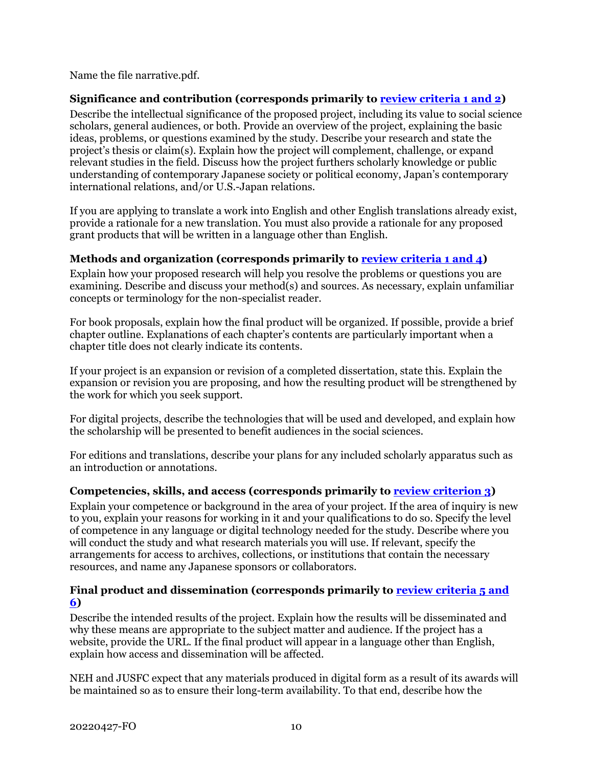Name the file narrative.pdf.

### Significance and contribution (corresponds primarily to [review criteria 1 and 2](#))

Describe the intellectual significance of the proposed project, including its value to social science scholars, general audiences, or both. Provide an overview of the project, explaining the basic ideas, problems, or questions examined by the study. Describe your research and state the project's thesis or claim(s). Explain how the project will complement, challenge, or expand relevant studies in the field. Discuss how the project furthers scholarly knowledge or public understanding of contemporary Japanese society or political economy, Japan's contemporary international relations, and/or U.S.-Japan relations.

If you are applying to translate a work into English and other English translations already exist, provide a rationale for a new translation. You must also provide a rationale for any proposed grant products that will be written in a language other than English.

### Methods and organization (corresponds primarily to [review criteria 1 and 4](#))

Explain how your proposed research will help you resolve the problems or questions you are examining. Describe and discuss your method(s) and sources. As necessary, explain unfamiliar concepts or terminology for the non-specialist reader.

For book proposals, explain how the final product will be organized. If possible, provide a brief chapter outline. Explanations of each chapter's contents are particularly important when a chapter title does not clearly indicate its contents.

If your project is an expansion or revision of a completed dissertation, state this. Explain the expansion or revision you are proposing, and how the resulting product will be strengthened by the work for which you seek support.

For digital projects, describe the technologies that will be used and developed, and explain how the scholarship will be presented to benefit audiences in the social sciences.

For editions and translations, describe your plans for any included scholarly apparatus such as an introduction or annotations.

### Competencies, skills, and access (corresponds primarily to [review criterion 3](#))

Explain your competence or background in the area of your project. If the area of inquiry is new to you, explain your reasons for working in it and your qualifications to do so. Specify the level of competence in any language or digital technology needed for the study. Describe where you will conduct the study and what research materials you will use. If relevant, specify the arrangements for access to archives, collections, or institutions that contain the necessary resources, and name any Japanese sponsors or collaborators.

### Final product and dissemination (corresponds primarily to [review criteria 5 and 6](#))

Describe the intended results of the project. Explain how the results will be disseminated and why these means are appropriate to the subject matter and audience. If the project has a website, provide the URL. If the final product will appear in a language other than English, explain how access and dissemination will be affected.

NEH and JUSFC expect that any materials produced in digital form as a result of its awards will be maintained so as to ensure their long-term availability. To that end, describe how the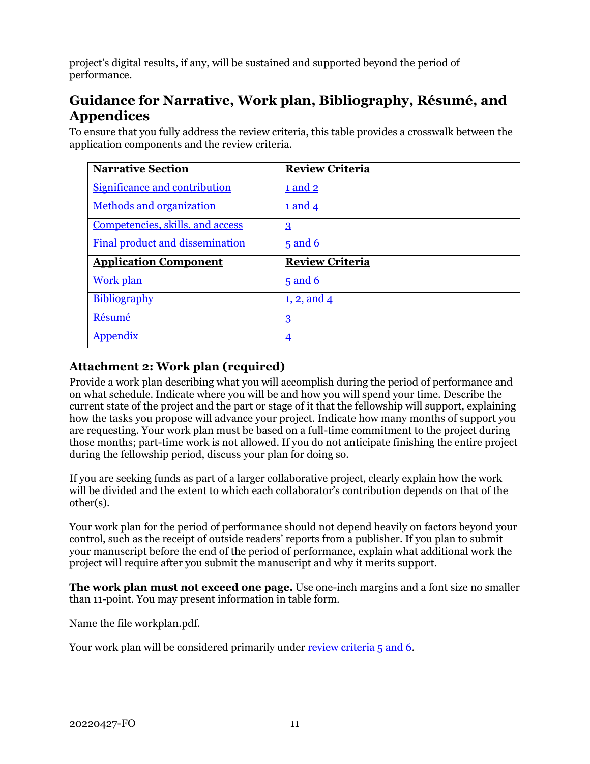project's digital results, if any, will be sustained and supported beyond the period of performance.

## Guidance for Narrative, Work plan, Bibliography, Résumé, and Appendices

To ensure that you fully address the review criteria, this table provides a crosswalk between the application components and the review criteria.

| Narrative Section | Review Criteria |
|---|---|
| Significance and contribution | 1 and 2 |
| Methods and organization | 1 and 4 |
| Competencies, skills, and access | 3 |
| Final product and dissemination | 5 and 6 |
| **Application Component** | **Review Criteria** |
| Work plan | 5 and 6 |
| Bibliography | 1, 2, and 4 |
| Résumé | 3 |
| Appendix | 4 |

### Attachment 2: Work plan (required)

Provide a work plan describing what you will accomplish during the period of performance and on what schedule. Indicate where you will be and how you will spend your time. Describe the current state of the project and the part or stage of it that the fellowship will support, explaining how the tasks you propose will advance your project. Indicate how many months of support you are requesting. Your work plan must be based on a full-time commitment to the project during those months; part-time work is not allowed. If you do not anticipate finishing the entire project during the fellowship period, discuss your plan for doing so.

If you are seeking funds as part of a larger collaborative project, clearly explain how the work will be divided and the extent to which each collaborator's contribution depends on that of the other(s).

Your work plan for the period of performance should not depend heavily on factors beyond your control, such as the receipt of outside readers' reports from a publisher. If you plan to submit your manuscript before the end of the period of performance, explain what additional work the project will require after you submit the manuscript and why it merits support.

**The work plan must not exceed one page.** Use one-inch margins and a font size no smaller than 11-point. You may present information in table form.

Name the file workplan.pdf.

Your work plan will be considered primarily under review criteria 5 and 6.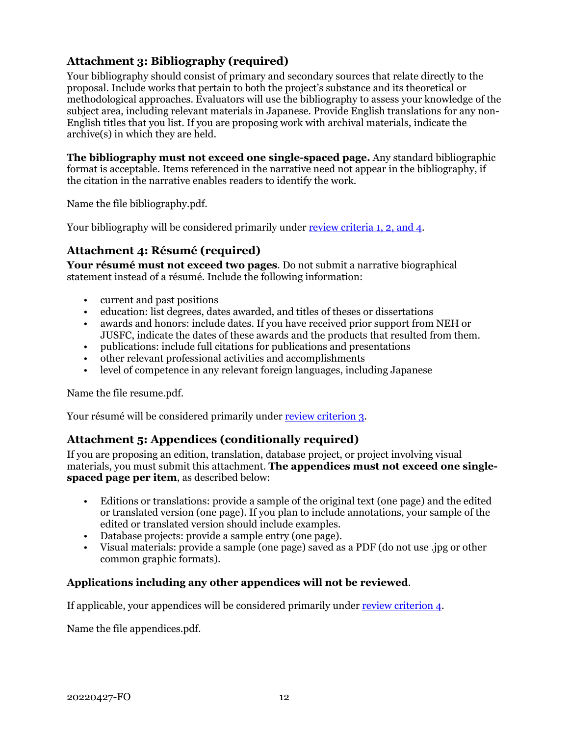## Attachment 3: Bibliography (required)

Your bibliography should consist of primary and secondary sources that relate directly to the proposal. Include works that pertain to both the project's substance and its theoretical or methodological approaches. Evaluators will use the bibliography to assess your knowledge of the subject area, including relevant materials in Japanese. Provide English translations for any non-English titles that you list. If you are proposing work with archival materials, indicate the archive(s) in which they are held.

**The bibliography must not exceed one single-spaced page.** Any standard bibliographic format is acceptable. Items referenced in the narrative need not appear in the bibliography, if the citation in the narrative enables readers to identify the work.

Name the file bibliography.pdf.

Your bibliography will be considered primarily under review criteria 1, 2, and 4.

## Attachment 4: Résumé (required)

**Your résumé must not exceed two pages**. Do not submit a narrative biographical statement instead of a résumé. Include the following information:

- current and past positions
- education: list degrees, dates awarded, and titles of theses or dissertations
- awards and honors: include dates. If you have received prior support from NEH or JUSFC, indicate the dates of these awards and the products that resulted from them.
- publications: include full citations for publications and presentations
- other relevant professional activities and accomplishments
- level of competence in any relevant foreign languages, including Japanese

Name the file resume.pdf.

Your résumé will be considered primarily under review criterion 3.

## Attachment 5: Appendices (conditionally required)

If you are proposing an edition, translation, database project, or project involving visual materials, you must submit this attachment. **The appendices must not exceed one single-spaced page per item**, as described below:

- Editions or translations: provide a sample of the original text (one page) and the edited or translated version (one page). If you plan to include annotations, your sample of the edited or translated version should include examples.
- Database projects: provide a sample entry (one page).
- Visual materials: provide a sample (one page) saved as a PDF (do not use .jpg or other common graphic formats).

**Applications including any other appendices will not be reviewed**.

If applicable, your appendices will be considered primarily under review criterion 4.

Name the file appendices.pdf.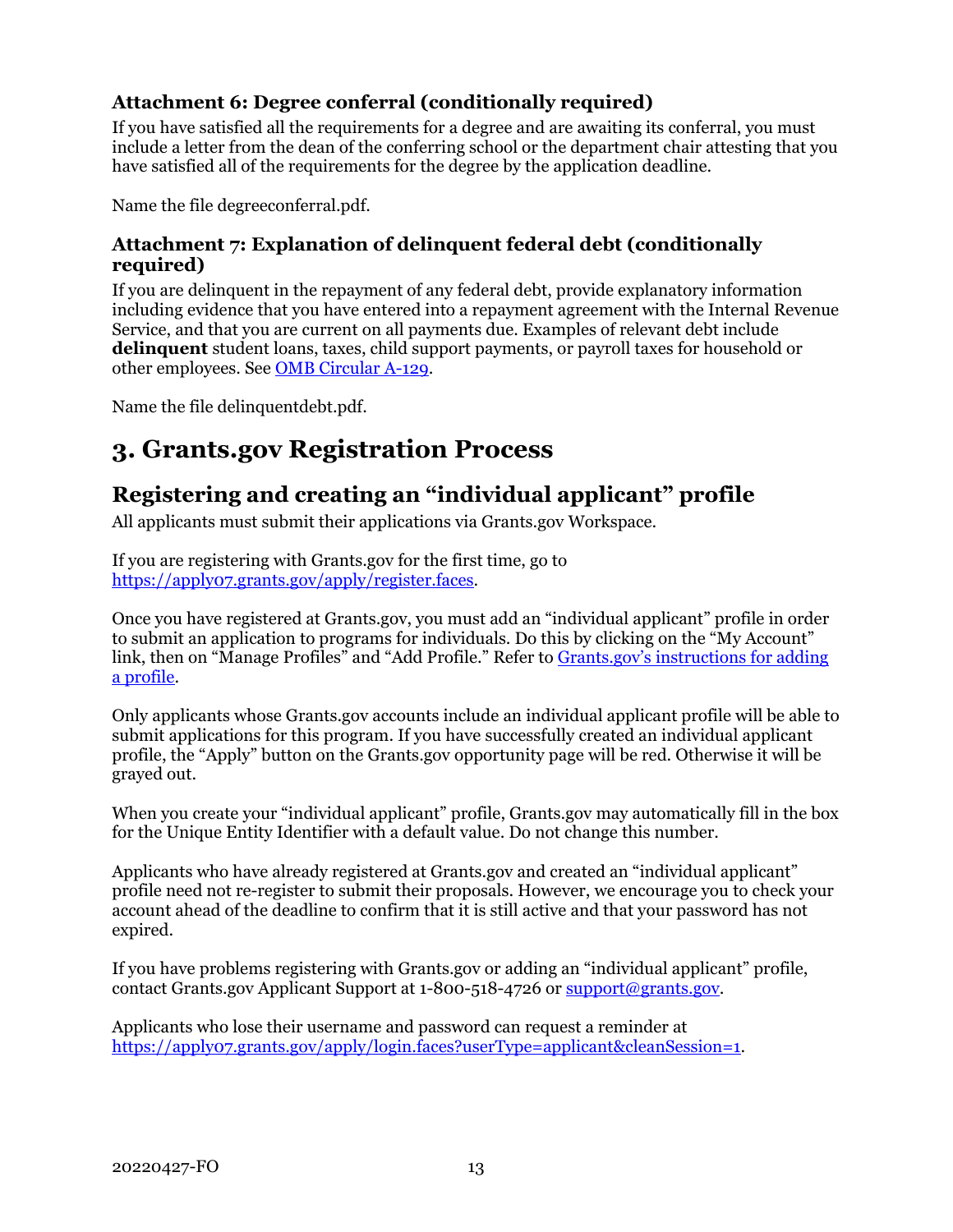### Attachment 6: Degree conferral (conditionally required)

If you have satisfied all the requirements for a degree and are awaiting its conferral, you must include a letter from the dean of the conferring school or the department chair attesting that you have satisfied all of the requirements for the degree by the application deadline.

Name the file degreeconferral.pdf.

### Attachment 7: Explanation of delinquent federal debt (conditionally required)

If you are delinquent in the repayment of any federal debt, provide explanatory information including evidence that you have entered into a repayment agreement with the Internal Revenue Service, and that you are current on all payments due. Examples of relevant debt include **delinquent** student loans, taxes, child support payments, or payroll taxes for household or other employees. See [OMB Circular A-129](OMB Circular A-129).

Name the file delinquentdebt.pdf.

# 3. Grants.gov Registration Process

## Registering and creating an "individual applicant" profile

All applicants must submit their applications via Grants.gov Workspace.

If you are registering with Grants.gov for the first time, go to [https://apply07.grants.gov/apply/register.faces](https://apply07.grants.gov/apply/register.faces).

Once you have registered at Grants.gov, you must add an "individual applicant" profile in order to submit an application to programs for individuals. Do this by clicking on the "My Account" link, then on "Manage Profiles" and "Add Profile." Refer to [Grants.gov's instructions for adding a profile](Grants.gov's instructions for adding a profile).

Only applicants whose Grants.gov accounts include an individual applicant profile will be able to submit applications for this program. If you have successfully created an individual applicant profile, the "Apply" button on the Grants.gov opportunity page will be red. Otherwise it will be grayed out.

When you create your "individual applicant" profile, Grants.gov may automatically fill in the box for the Unique Entity Identifier with a default value. Do not change this number.

Applicants who have already registered at Grants.gov and created an "individual applicant" profile need not re-register to submit their proposals. However, we encourage you to check your account ahead of the deadline to confirm that it is still active and that your password has not expired.

If you have problems registering with Grants.gov or adding an "individual applicant" profile, contact Grants.gov Applicant Support at 1-800-518-4726 or [support@grants.gov](mailto:support@grants.gov).

Applicants who lose their username and password can request a reminder at [https://apply07.grants.gov/apply/login.faces?userType=applicant&cleanSession=1](https://apply07.grants.gov/apply/login.faces?userType=applicant&cleanSession=1).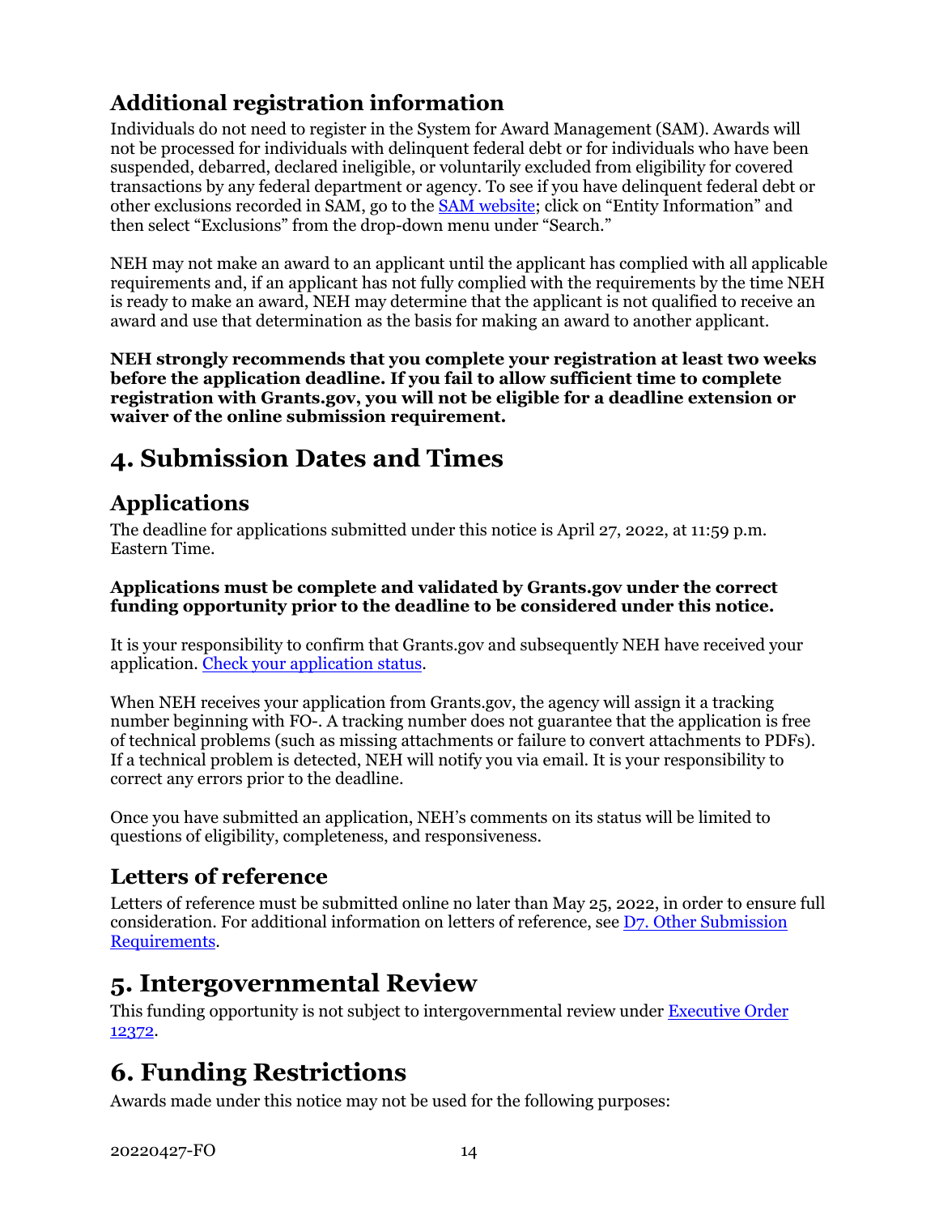## Additional registration information

Individuals do not need to register in the System for Award Management (SAM). Awards will not be processed for individuals with delinquent federal debt or for individuals who have been suspended, debarred, declared ineligible, or voluntarily excluded from eligibility for covered transactions by any federal department or agency. To see if you have delinquent federal debt or other exclusions recorded in SAM, go to the SAM website; click on "Entity Information" and then select "Exclusions" from the drop-down menu under "Search."

NEH may not make an award to an applicant until the applicant has complied with all applicable requirements and, if an applicant has not fully complied with the requirements by the time NEH is ready to make an award, NEH may determine that the applicant is not qualified to receive an award and use that determination as the basis for making an award to another applicant.

**NEH strongly recommends that you complete your registration at least two weeks before the application deadline. If you fail to allow sufficient time to complete registration with Grants.gov, you will not be eligible for a deadline extension or waiver of the online submission requirement.**

# 4. Submission Dates and Times

## Applications

The deadline for applications submitted under this notice is April 27, 2022, at 11:59 p.m. Eastern Time.

**Applications must be complete and validated by Grants.gov under the correct funding opportunity prior to the deadline to be considered under this notice.**

It is your responsibility to confirm that Grants.gov and subsequently NEH have received your application. Check your application status.

When NEH receives your application from Grants.gov, the agency will assign it a tracking number beginning with FO-. A tracking number does not guarantee that the application is free of technical problems (such as missing attachments or failure to convert attachments to PDFs). If a technical problem is detected, NEH will notify you via email. It is your responsibility to correct any errors prior to the deadline.

Once you have submitted an application, NEH's comments on its status will be limited to questions of eligibility, completeness, and responsiveness.

## Letters of reference

Letters of reference must be submitted online no later than May 25, 2022, in order to ensure full consideration. For additional information on letters of reference, see D7. Other Submission Requirements.

# 5. Intergovernmental Review

This funding opportunity is not subject to intergovernmental review under Executive Order 12372.

# 6. Funding Restrictions

Awards made under this notice may not be used for the following purposes: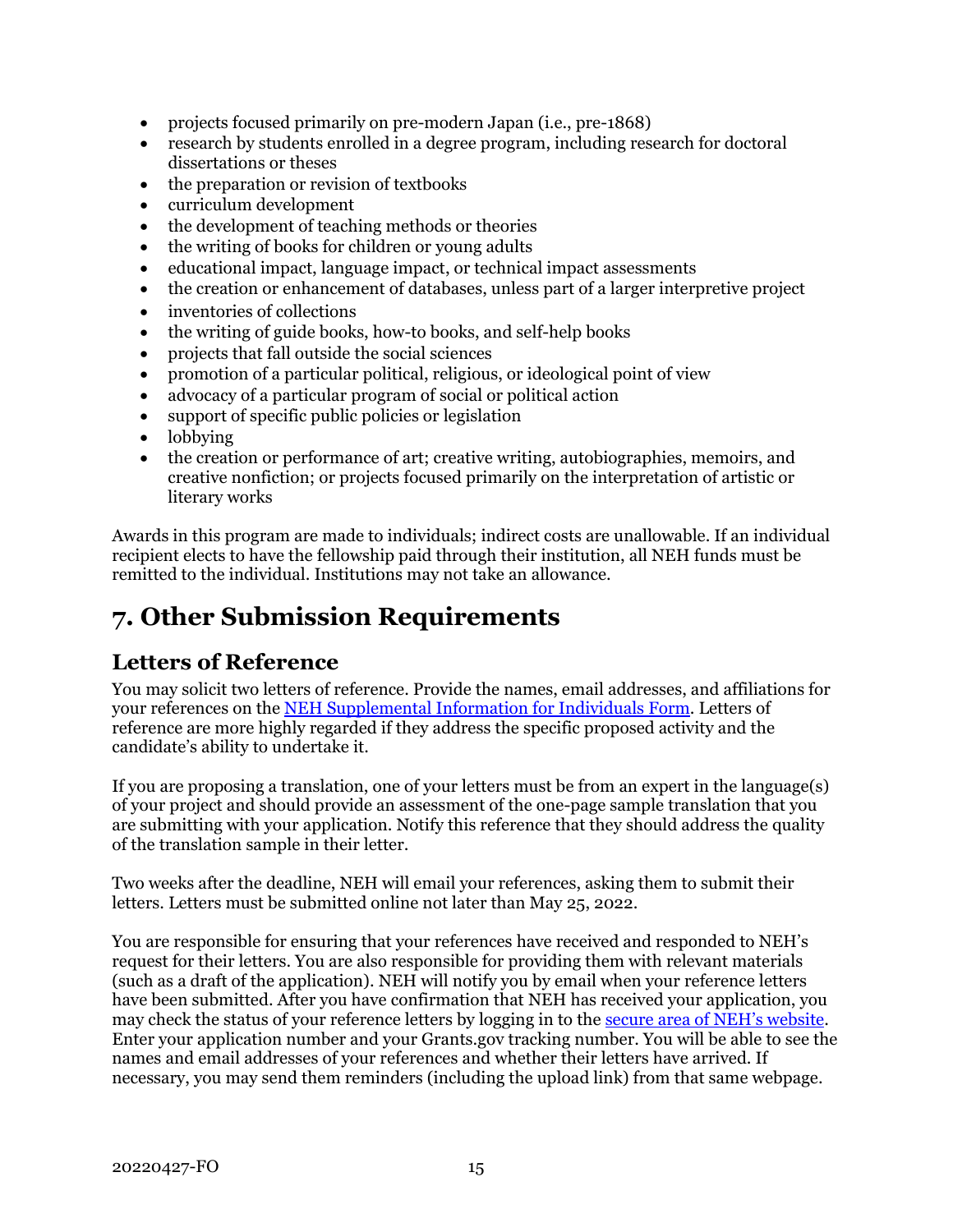- projects focused primarily on pre-modern Japan (i.e., pre-1868)
- research by students enrolled in a degree program, including research for doctoral dissertations or theses
- the preparation or revision of textbooks
- curriculum development
- the development of teaching methods or theories
- the writing of books for children or young adults
- educational impact, language impact, or technical impact assessments
- the creation or enhancement of databases, unless part of a larger interpretive project
- inventories of collections
- the writing of guide books, how-to books, and self-help books
- projects that fall outside the social sciences
- promotion of a particular political, religious, or ideological point of view
- advocacy of a particular program of social or political action
- support of specific public policies or legislation
- lobbying
- the creation or performance of art; creative writing, autobiographies, memoirs, and creative nonfiction; or projects focused primarily on the interpretation of artistic or literary works

Awards in this program are made to individuals; indirect costs are unallowable. If an individual recipient elects to have the fellowship paid through their institution, all NEH funds must be remitted to the individual. Institutions may not take an allowance.

# 7. Other Submission Requirements

## Letters of Reference

You may solicit two letters of reference. Provide the names, email addresses, and affiliations for your references on the NEH Supplemental Information for Individuals Form. Letters of reference are more highly regarded if they address the specific proposed activity and the candidate's ability to undertake it.

If you are proposing a translation, one of your letters must be from an expert in the language(s) of your project and should provide an assessment of the one-page sample translation that you are submitting with your application. Notify this reference that they should address the quality of the translation sample in their letter.

Two weeks after the deadline, NEH will email your references, asking them to submit their letters. Letters must be submitted online not later than May 25, 2022.

You are responsible for ensuring that your references have received and responded to NEH's request for their letters. You are also responsible for providing them with relevant materials (such as a draft of the application). NEH will notify you by email when your reference letters have been submitted. After you have confirmation that NEH has received your application, you may check the status of your reference letters by logging in to the secure area of NEH's website. Enter your application number and your Grants.gov tracking number. You will be able to see the names and email addresses of your references and whether their letters have arrived. If necessary, you may send them reminders (including the upload link) from that same webpage.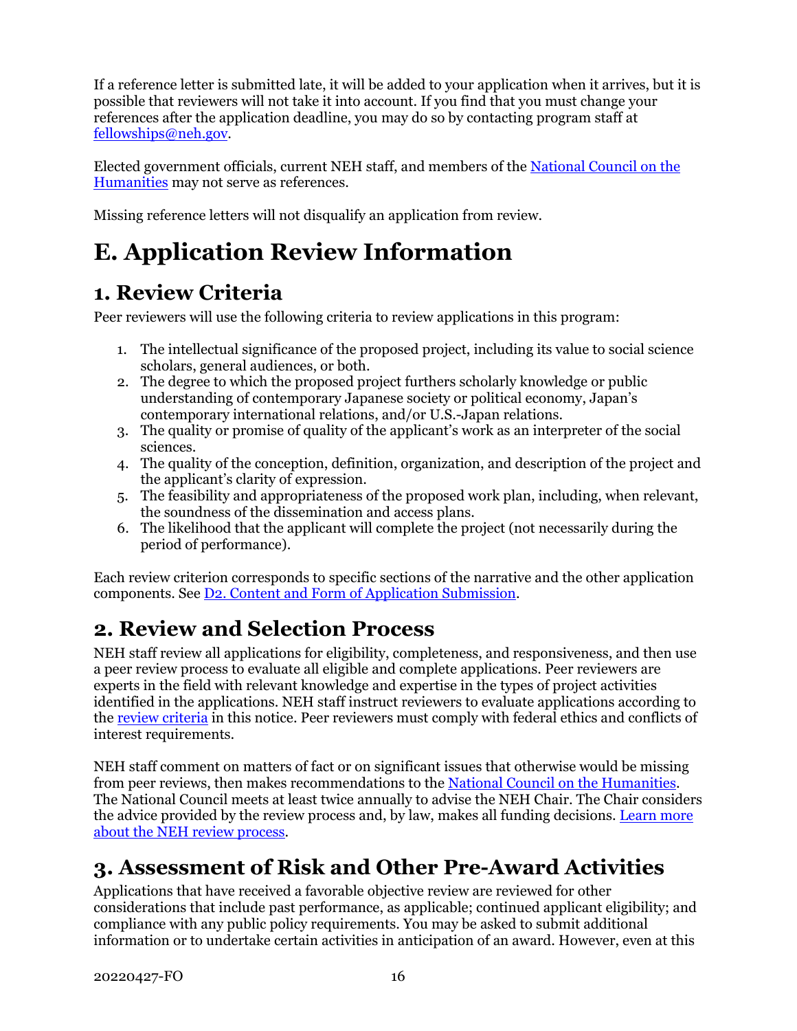If a reference letter is submitted late, it will be added to your application when it arrives, but it is possible that reviewers will not take it into account. If you find that you must change your references after the application deadline, you may do so by contacting program staff at [fellowships@neh.gov](mailto:fellowships@neh.gov).

Elected government officials, current NEH staff, and members of the [National Council on the Humanities](#) may not serve as references.

Missing reference letters will not disqualify an application from review.

# E. Application Review Information

## 1. Review Criteria

Peer reviewers will use the following criteria to review applications in this program:

1. The intellectual significance of the proposed project, including its value to social science scholars, general audiences, or both.
2. The degree to which the proposed project furthers scholarly knowledge or public understanding of contemporary Japanese society or political economy, Japan's contemporary international relations, and/or U.S.-Japan relations.
3. The quality or promise of quality of the applicant's work as an interpreter of the social sciences.
4. The quality of the conception, definition, organization, and description of the project and the applicant's clarity of expression.
5. The feasibility and appropriateness of the proposed work plan, including, when relevant, the soundness of the dissemination and access plans.
6. The likelihood that the applicant will complete the project (not necessarily during the period of performance).

Each review criterion corresponds to specific sections of the narrative and the other application components. See [D2. Content and Form of Application Submission](#).

## 2. Review and Selection Process

NEH staff review all applications for eligibility, completeness, and responsiveness, and then use a peer review process to evaluate all eligible and complete applications. Peer reviewers are experts in the field with relevant knowledge and expertise in the types of project activities identified in the applications. NEH staff instruct reviewers to evaluate applications according to the [review criteria](#) in this notice. Peer reviewers must comply with federal ethics and conflicts of interest requirements.

NEH staff comment on matters of fact or on significant issues that otherwise would be missing from peer reviews, then makes recommendations to the [National Council on the Humanities](#). The National Council meets at least twice annually to advise the NEH Chair. The Chair considers the advice provided by the review process and, by law, makes all funding decisions. [Learn more about the NEH review process](#).

## 3. Assessment of Risk and Other Pre-Award Activities

Applications that have received a favorable objective review are reviewed for other considerations that include past performance, as applicable; continued applicant eligibility; and compliance with any public policy requirements. You may be asked to submit additional information or to undertake certain activities in anticipation of an award. However, even at this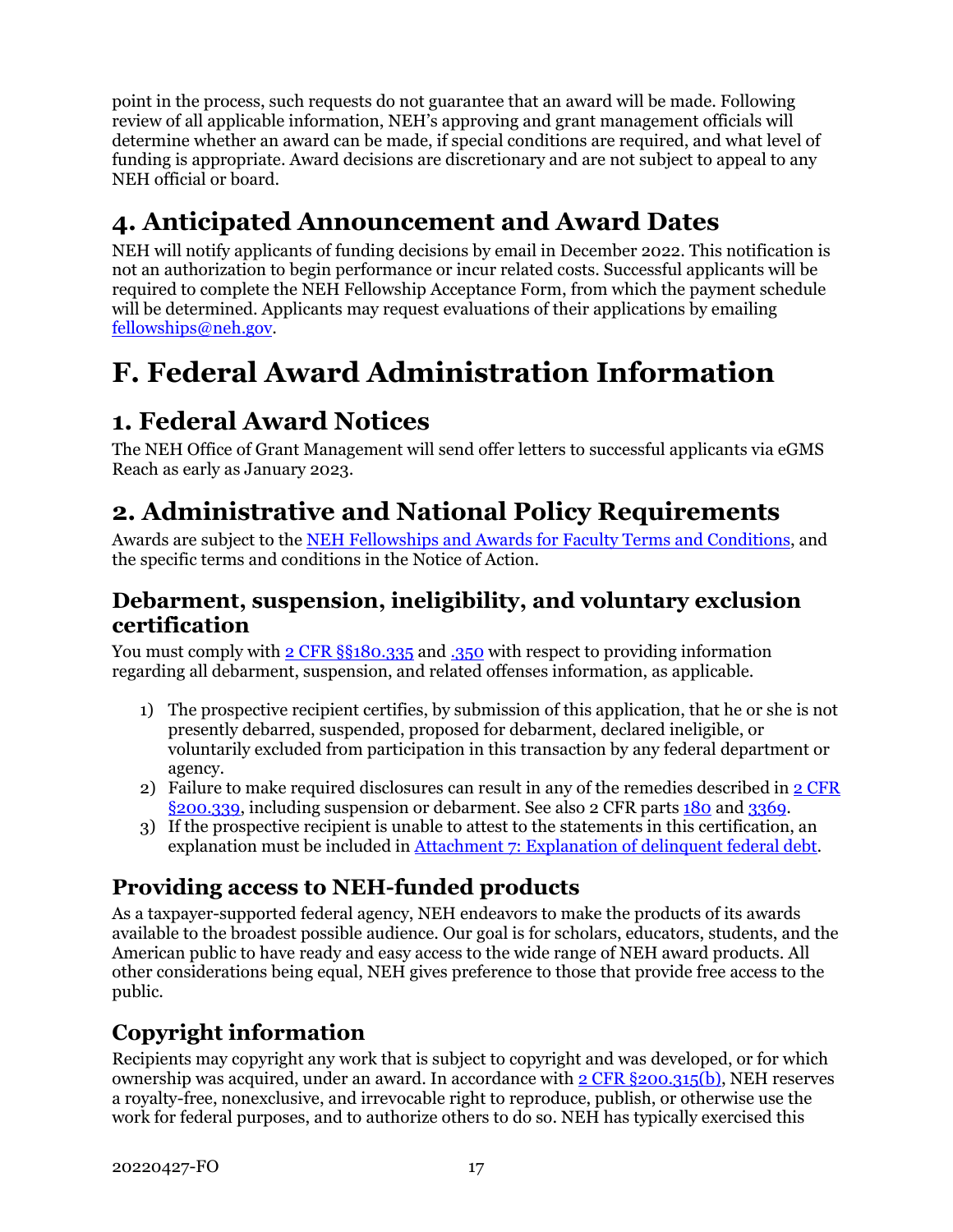point in the process, such requests do not guarantee that an award will be made. Following review of all applicable information, NEH's approving and grant management officials will determine whether an award can be made, if special conditions are required, and what level of funding is appropriate. Award decisions are discretionary and are not subject to appeal to any NEH official or board.

## 4. Anticipated Announcement and Award Dates

NEH will notify applicants of funding decisions by email in December 2022. This notification is not an authorization to begin performance or incur related costs. Successful applicants will be required to complete the NEH Fellowship Acceptance Form, from which the payment schedule will be determined. Applicants may request evaluations of their applications by emailing fellowships@neh.gov.

# F. Federal Award Administration Information

## 1. Federal Award Notices

The NEH Office of Grant Management will send offer letters to successful applicants via eGMS Reach as early as January 2023.

## 2. Administrative and National Policy Requirements

Awards are subject to the NEH Fellowships and Awards for Faculty Terms and Conditions, and the specific terms and conditions in the Notice of Action.

### Debarment, suspension, ineligibility, and voluntary exclusion certification

You must comply with 2 CFR §§180.335 and .350 with respect to providing information regarding all debarment, suspension, and related offenses information, as applicable.

1) The prospective recipient certifies, by submission of this application, that he or she is not presently debarred, suspended, proposed for debarment, declared ineligible, or voluntarily excluded from participation in this transaction by any federal department or agency.
2) Failure to make required disclosures can result in any of the remedies described in 2 CFR §200.339, including suspension or debarment. See also 2 CFR parts 180 and 3369.
3) If the prospective recipient is unable to attest to the statements in this certification, an explanation must be included in Attachment 7: Explanation of delinquent federal debt.

### Providing access to NEH-funded products

As a taxpayer-supported federal agency, NEH endeavors to make the products of its awards available to the broadest possible audience. Our goal is for scholars, educators, students, and the American public to have ready and easy access to the wide range of NEH award products. All other considerations being equal, NEH gives preference to those that provide free access to the public.

### Copyright information

Recipients may copyright any work that is subject to copyright and was developed, or for which ownership was acquired, under an award. In accordance with 2 CFR §200.315(b), NEH reserves a royalty-free, nonexclusive, and irrevocable right to reproduce, publish, or otherwise use the work for federal purposes, and to authorize others to do so. NEH has typically exercised this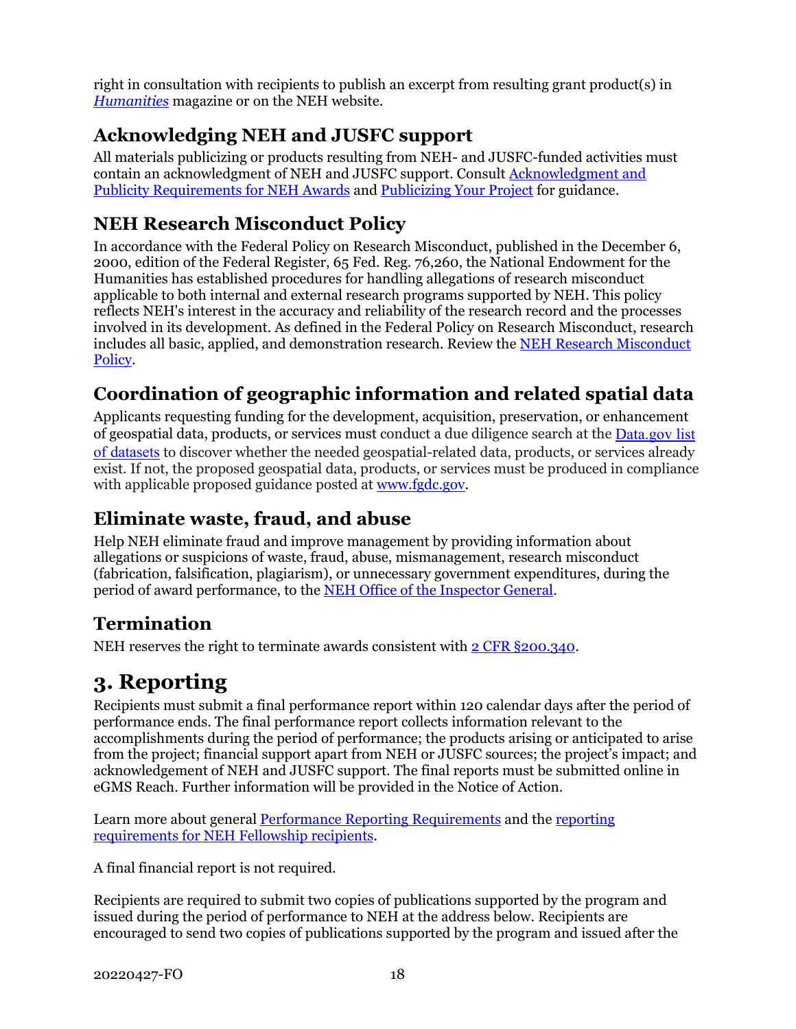right in consultation with recipients to publish an excerpt from resulting grant product(s) in *Humanities* magazine or on the NEH website.

## Acknowledging NEH and JUSFC support

All materials publicizing or products resulting from NEH- and JUSFC-funded activities must contain an acknowledgment of NEH and JUSFC support. Consult Acknowledgment and Publicity Requirements for NEH Awards and Publicizing Your Project for guidance.

## NEH Research Misconduct Policy

In accordance with the Federal Policy on Research Misconduct, published in the December 6, 2000, edition of the Federal Register, 65 Fed. Reg. 76,260, the National Endowment for the Humanities has established procedures for handling allegations of research misconduct applicable to both internal and external research programs supported by NEH. This policy reflects NEH's interest in the accuracy and reliability of the research record and the processes involved in its development. As defined in the Federal Policy on Research Misconduct, research includes all basic, applied, and demonstration research. Review the NEH Research Misconduct Policy.

## Coordination of geographic information and related spatial data

Applicants requesting funding for the development, acquisition, preservation, or enhancement of geospatial data, products, or services must conduct a due diligence search at the Data.gov list of datasets to discover whether the needed geospatial-related data, products, or services already exist. If not, the proposed geospatial data, products, or services must be produced in compliance with applicable proposed guidance posted at www.fgdc.gov.

## Eliminate waste, fraud, and abuse

Help NEH eliminate fraud and improve management by providing information about allegations or suspicions of waste, fraud, abuse, mismanagement, research misconduct (fabrication, falsification, plagiarism), or unnecessary government expenditures, during the period of award performance, to the NEH Office of the Inspector General.

## Termination

NEH reserves the right to terminate awards consistent with 2 CFR §200.340.

# 3. Reporting

Recipients must submit a final performance report within 120 calendar days after the period of performance ends. The final performance report collects information relevant to the accomplishments during the period of performance; the products arising or anticipated to arise from the project; financial support apart from NEH or JUSFC sources; the project's impact; and acknowledgement of NEH and JUSFC support. The final reports must be submitted online in eGMS Reach. Further information will be provided in the Notice of Action.

Learn more about general Performance Reporting Requirements and the reporting requirements for NEH Fellowship recipients.

A final financial report is not required.

Recipients are required to submit two copies of publications supported by the program and issued during the period of performance to NEH at the address below. Recipients are encouraged to send two copies of publications supported by the program and issued after the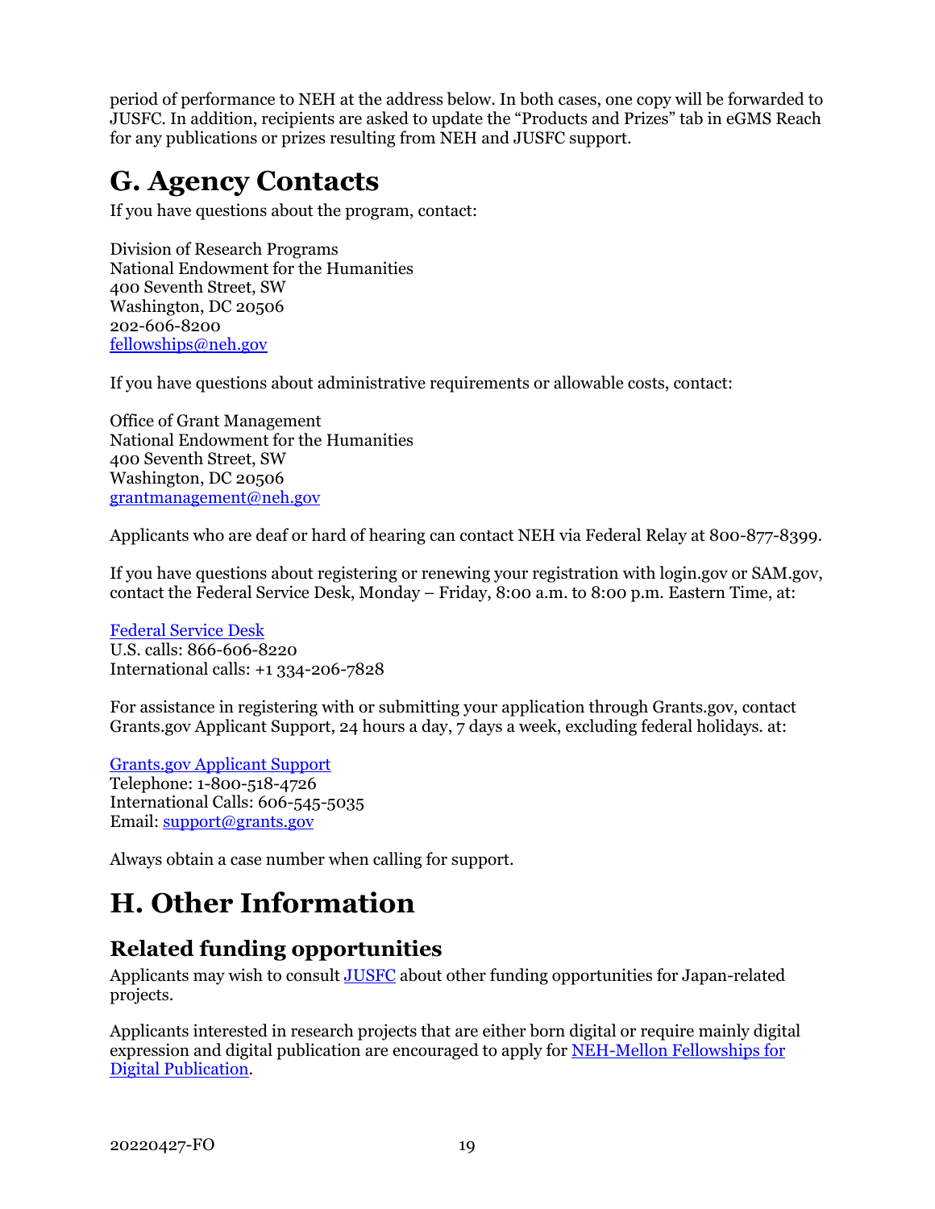period of performance to NEH at the address below. In both cases, one copy will be forwarded to JUSFC. In addition, recipients are asked to update the "Products and Prizes" tab in eGMS Reach for any publications or prizes resulting from NEH and JUSFC support.

# G. Agency Contacts

If you have questions about the program, contact:

Division of Research Programs
National Endowment for the Humanities
400 Seventh Street, SW
Washington, DC 20506
202-606-8200
[fellowships@neh.gov](mailto:fellowships@neh.gov)

If you have questions about administrative requirements or allowable costs, contact:

Office of Grant Management
National Endowment for the Humanities
400 Seventh Street, SW
Washington, DC 20506
[grantmanagement@neh.gov](mailto:grantmanagement@neh.gov)

Applicants who are deaf or hard of hearing can contact NEH via Federal Relay at 800-877-8399.

If you have questions about registering or renewing your registration with login.gov or SAM.gov, contact the Federal Service Desk, Monday – Friday, 8:00 a.m. to 8:00 p.m. Eastern Time, at:

Federal Service Desk
U.S. calls: 866-606-8220
International calls: +1 334-206-7828

For assistance in registering with or submitting your application through Grants.gov, contact Grants.gov Applicant Support, 24 hours a day, 7 days a week, excluding federal holidays. at:

Grants.gov Applicant Support
Telephone: 1-800-518-4726
International Calls: 606-545-5035
Email: [support@grants.gov](mailto:support@grants.gov)

Always obtain a case number when calling for support.

# H. Other Information

## Related funding opportunities

Applicants may wish to consult JUSFC about other funding opportunities for Japan-related projects.

Applicants interested in research projects that are either born digital or require mainly digital expression and digital publication are encouraged to apply for NEH-Mellon Fellowships for Digital Publication.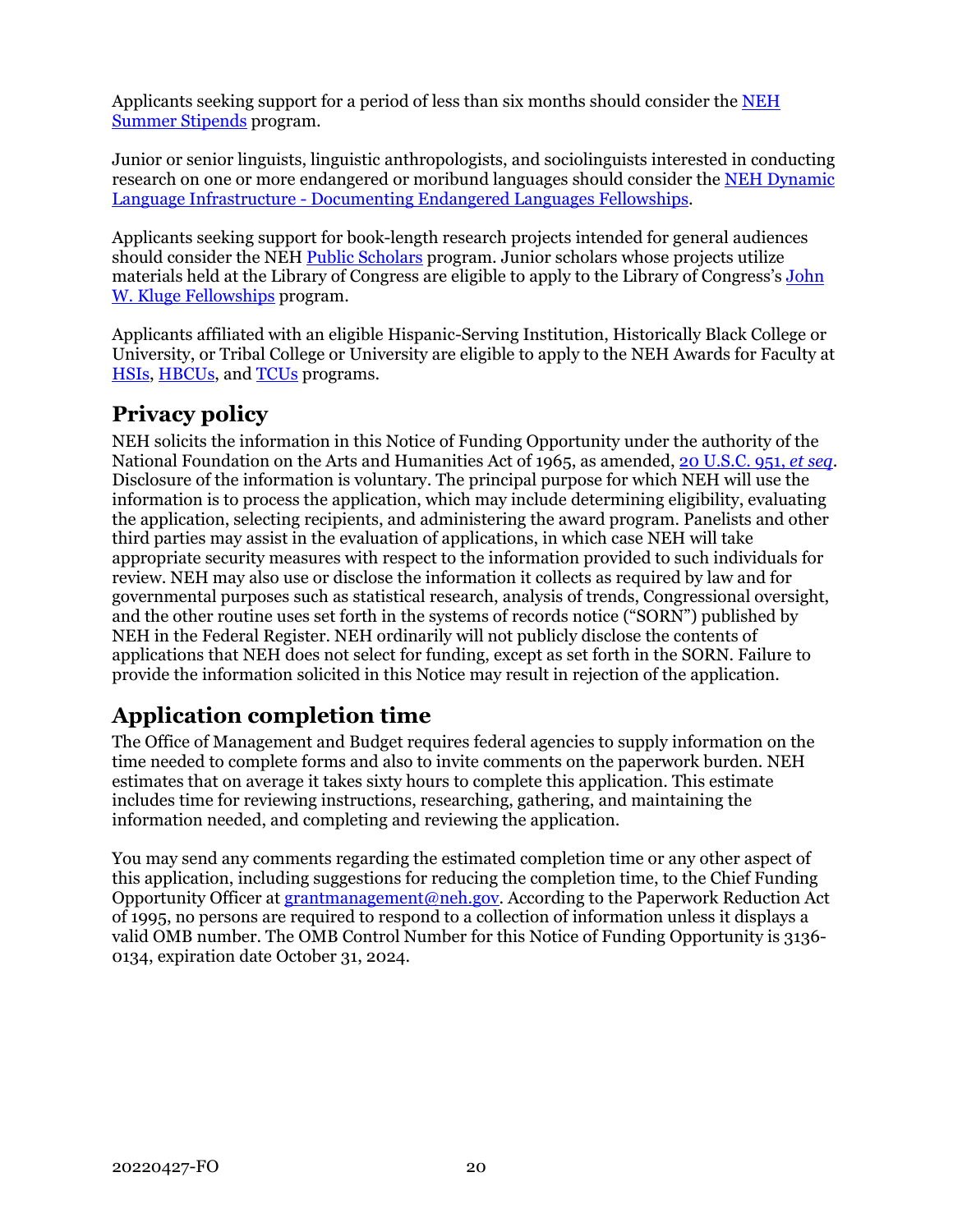Applicants seeking support for a period of less than six months should consider the NEH Summer Stipends program.

Junior or senior linguists, linguistic anthropologists, and sociolinguists interested in conducting research on one or more endangered or moribund languages should consider the NEH Dynamic Language Infrastructure - Documenting Endangered Languages Fellowships.

Applicants seeking support for book-length research projects intended for general audiences should consider the NEH Public Scholars program. Junior scholars whose projects utilize materials held at the Library of Congress are eligible to apply to the Library of Congress's John W. Kluge Fellowships program.

Applicants affiliated with an eligible Hispanic-Serving Institution, Historically Black College or University, or Tribal College or University are eligible to apply to the NEH Awards for Faculty at HSIs, HBCUs, and TCUs programs.

## Privacy policy

NEH solicits the information in this Notice of Funding Opportunity under the authority of the National Foundation on the Arts and Humanities Act of 1965, as amended, 20 U.S.C. 951, *et seq*. Disclosure of the information is voluntary. The principal purpose for which NEH will use the information is to process the application, which may include determining eligibility, evaluating the application, selecting recipients, and administering the award program. Panelists and other third parties may assist in the evaluation of applications, in which case NEH will take appropriate security measures with respect to the information provided to such individuals for review. NEH may also use or disclose the information it collects as required by law and for governmental purposes such as statistical research, analysis of trends, Congressional oversight, and the other routine uses set forth in the systems of records notice ("SORN") published by NEH in the Federal Register. NEH ordinarily will not publicly disclose the contents of applications that NEH does not select for funding, except as set forth in the SORN. Failure to provide the information solicited in this Notice may result in rejection of the application.

## Application completion time

The Office of Management and Budget requires federal agencies to supply information on the time needed to complete forms and also to invite comments on the paperwork burden. NEH estimates that on average it takes sixty hours to complete this application. This estimate includes time for reviewing instructions, researching, gathering, and maintaining the information needed, and completing and reviewing the application.

You may send any comments regarding the estimated completion time or any other aspect of this application, including suggestions for reducing the completion time, to the Chief Funding Opportunity Officer at grantmanagement@neh.gov. According to the Paperwork Reduction Act of 1995, no persons are required to respond to a collection of information unless it displays a valid OMB number. The OMB Control Number for this Notice of Funding Opportunity is 3136-0134, expiration date October 31, 2024.